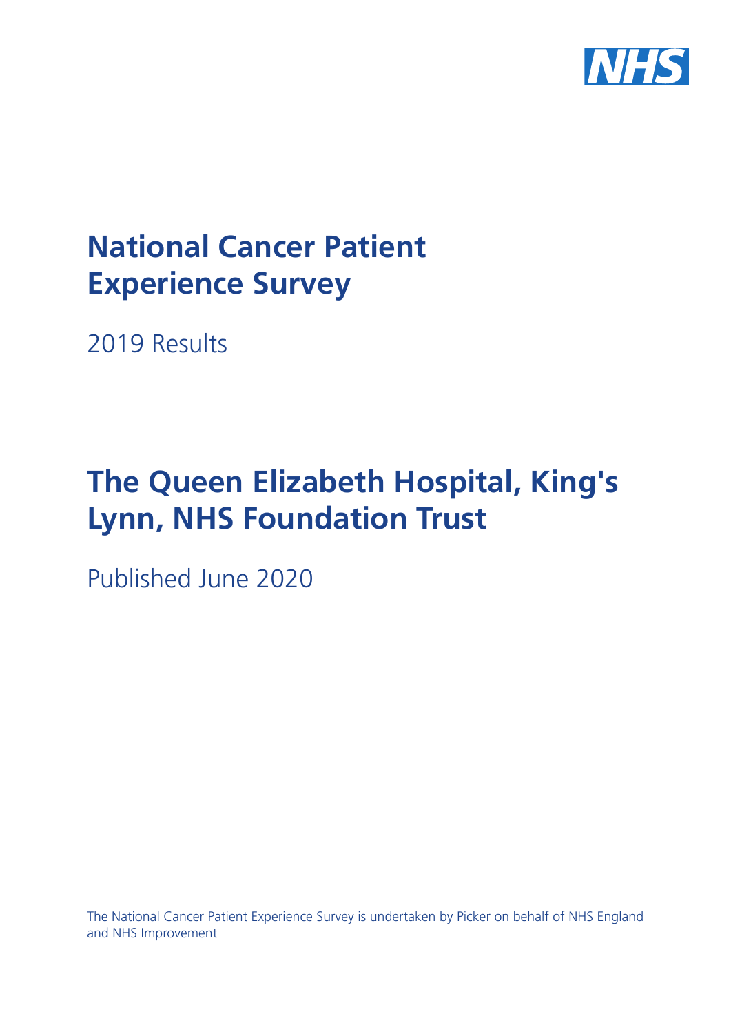# National Cancer Patient Experience Survey

2019 Results

# The Queen Elizabeth Hospital, King's Lynn, NHS Foundation Trust

Published June 2020

The National Cancer Patient Experience Survey is undertaken by Picker on behalf of NHS England and NHS Improvement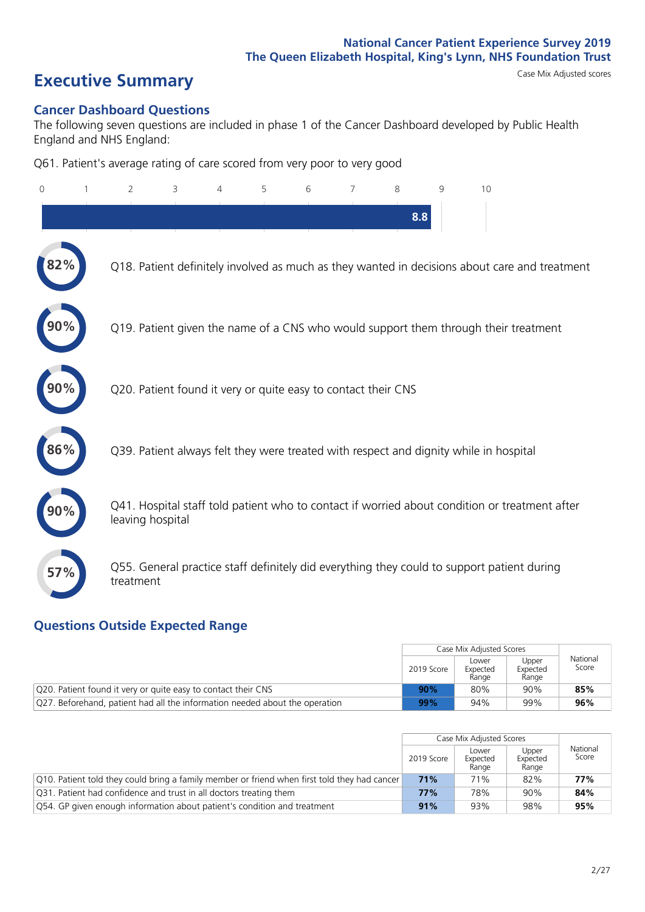# Executive Summary

Case Mix Adjusted scores

## Cancer Dashboard Questions

The following seven questions are included in phase 1 of the Cancer Dashboard developed by Public Health England and NHS England:

Q61. Patient's average rating of care scored from very poor to very good

8.8

82% Q18. Patient definitely involved as much as they wanted in decisions about care and treatment

90% Q19. Patient given the name of a CNS who would support them through their treatment

90% Q20. Patient found it very or quite easy to contact their CNS

86% Q39. Patient always felt they were treated with respect and dignity while in hospital

90% Q41. Hospital staff told patient who to contact if worried about condition or treatment after leaving hospital

57% Q55. General practice staff definitely did everything they could to support patient during treatment

## Questions Outside Expected Range

| | Case Mix Adjusted Scores | | | National Score |
|---|---|---|---|---|
| | 2019 Score | Lower Expected Range | Upper Expected Range | |
| Q20. Patient found it very or quite easy to contact their CNS | **90%** | 80% | 90% | **85%** |
| Q27. Beforehand, patient had all the information needed about the operation | **99%** | 94% | 99% | **96%** |

| | Case Mix Adjusted Scores | | | National Score |
|---|---|---|---|---|
| | 2019 Score | Lower Expected Range | Upper Expected Range | |
| Q10. Patient told they could bring a family member or friend when first told they had cancer | **71%** | 71% | 82% | **77%** |
| Q31. Patient had confidence and trust in all doctors treating them | **77%** | 78% | 90% | **84%** |
| Q54. GP given enough information about patient's condition and treatment | **91%** | 93% | 98% | **95%** |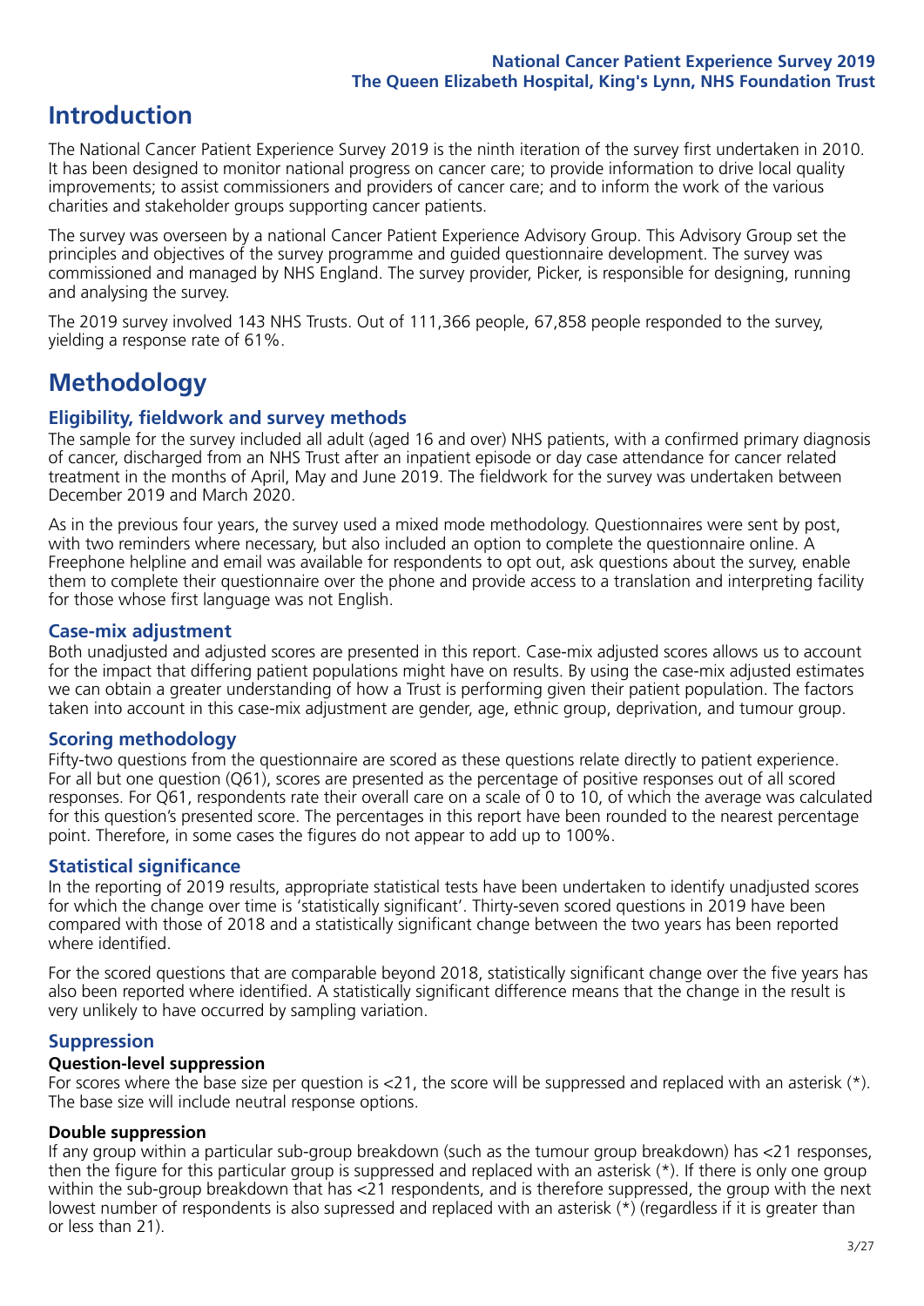# Introduction

The National Cancer Patient Experience Survey 2019 is the ninth iteration of the survey first undertaken in 2010. It has been designed to monitor national progress on cancer care; to provide information to drive local quality improvements; to assist commissioners and providers of cancer care; and to inform the work of the various charities and stakeholder groups supporting cancer patients.

The survey was overseen by a national Cancer Patient Experience Advisory Group. This Advisory Group set the principles and objectives of the survey programme and guided questionnaire development. The survey was commissioned and managed by NHS England. The survey provider, Picker, is responsible for designing, running and analysing the survey.

The 2019 survey involved 143 NHS Trusts. Out of 111,366 people, 67,858 people responded to the survey, yielding a response rate of 61%.

# Methodology

## Eligibility, fieldwork and survey methods

The sample for the survey included all adult (aged 16 and over) NHS patients, with a confirmed primary diagnosis of cancer, discharged from an NHS Trust after an inpatient episode or day case attendance for cancer related treatment in the months of April, May and June 2019. The fieldwork for the survey was undertaken between December 2019 and March 2020.

As in the previous four years, the survey used a mixed mode methodology. Questionnaires were sent by post, with two reminders where necessary, but also included an option to complete the questionnaire online. A Freephone helpline and email was available for respondents to opt out, ask questions about the survey, enable them to complete their questionnaire over the phone and provide access to a translation and interpreting facility for those whose first language was not English.

## Case-mix adjustment

Both unadjusted and adjusted scores are presented in this report. Case-mix adjusted scores allows us to account for the impact that differing patient populations might have on results. By using the case-mix adjusted estimates we can obtain a greater understanding of how a Trust is performing given their patient population. The factors taken into account in this case-mix adjustment are gender, age, ethnic group, deprivation, and tumour group.

## Scoring methodology

Fifty-two questions from the questionnaire are scored as these questions relate directly to patient experience. For all but one question (Q61), scores are presented as the percentage of positive responses out of all scored responses. For Q61, respondents rate their overall care on a scale of 0 to 10, of which the average was calculated for this question's presented score. The percentages in this report have been rounded to the nearest percentage point. Therefore, in some cases the figures do not appear to add up to 100%.

## Statistical significance

In the reporting of 2019 results, appropriate statistical tests have been undertaken to identify unadjusted scores for which the change over time is 'statistically significant'. Thirty-seven scored questions in 2019 have been compared with those of 2018 and a statistically significant change between the two years has been reported where identified.

For the scored questions that are comparable beyond 2018, statistically significant change over the five years has also been reported where identified. A statistically significant difference means that the change in the result is very unlikely to have occurred by sampling variation.

## Suppression

### Question-level suppression

For scores where the base size per question is <21, the score will be suppressed and replaced with an asterisk (*). The base size will include neutral response options.

### Double suppression

If any group within a particular sub-group breakdown (such as the tumour group breakdown) has <21 responses, then the figure for this particular group is suppressed and replaced with an asterisk (*). If there is only one group within the sub-group breakdown that has <21 respondents, and is therefore suppressed, the group with the next lowest number of respondents is also supressed and replaced with an asterisk (*) (regardless if it is greater than or less than 21).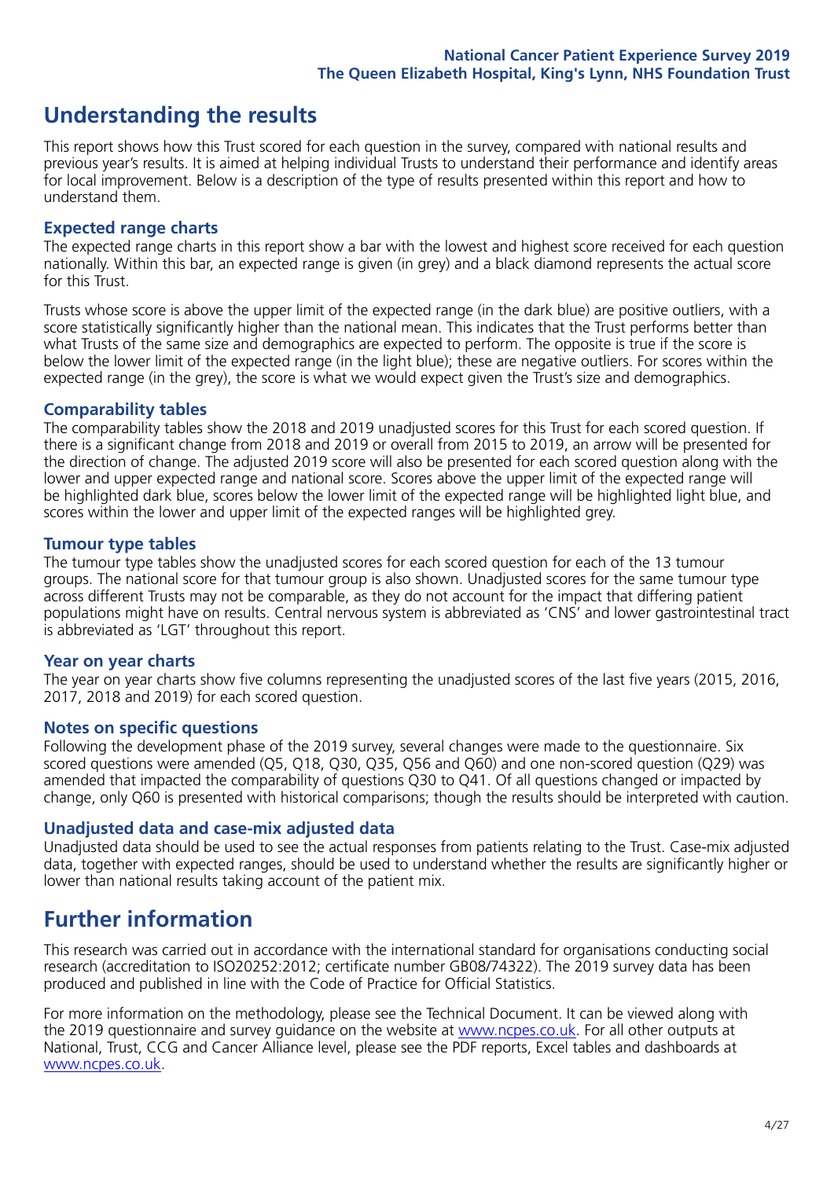# Understanding the results

This report shows how this Trust scored for each question in the survey, compared with national results and previous year's results. It is aimed at helping individual Trusts to understand their performance and identify areas for local improvement. Below is a description of the type of results presented within this report and how to understand them.

## Expected range charts

The expected range charts in this report show a bar with the lowest and highest score received for each question nationally. Within this bar, an expected range is given (in grey) and a black diamond represents the actual score for this Trust.

Trusts whose score is above the upper limit of the expected range (in the dark blue) are positive outliers, with a score statistically significantly higher than the national mean. This indicates that the Trust performs better than what Trusts of the same size and demographics are expected to perform. The opposite is true if the score is below the lower limit of the expected range (in the light blue); these are negative outliers. For scores within the expected range (in the grey), the score is what we would expect given the Trust's size and demographics.

## Comparability tables

The comparability tables show the 2018 and 2019 unadjusted scores for this Trust for each scored question. If there is a significant change from 2018 and 2019 or overall from 2015 to 2019, an arrow will be presented for the direction of change. The adjusted 2019 score will also be presented for each scored question along with the lower and upper expected range and national score. Scores above the upper limit of the expected range will be highlighted dark blue, scores below the lower limit of the expected range will be highlighted light blue, and scores within the lower and upper limit of the expected ranges will be highlighted grey.

## Tumour type tables

The tumour type tables show the unadjusted scores for each scored question for each of the 13 tumour groups. The national score for that tumour group is also shown. Unadjusted scores for the same tumour type across different Trusts may not be comparable, as they do not account for the impact that differing patient populations might have on results. Central nervous system is abbreviated as 'CNS' and lower gastrointestinal tract is abbreviated as 'LGT' throughout this report.

## Year on year charts

The year on year charts show five columns representing the unadjusted scores of the last five years (2015, 2016, 2017, 2018 and 2019) for each scored question.

## Notes on specific questions

Following the development phase of the 2019 survey, several changes were made to the questionnaire. Six scored questions were amended (Q5, Q18, Q30, Q35, Q56 and Q60) and one non-scored question (Q29) was amended that impacted the comparability of questions Q30 to Q41. Of all questions changed or impacted by change, only Q60 is presented with historical comparisons; though the results should be interpreted with caution.

## Unadjusted data and case-mix adjusted data

Unadjusted data should be used to see the actual responses from patients relating to the Trust. Case-mix adjusted data, together with expected ranges, should be used to understand whether the results are significantly higher or lower than national results taking account of the patient mix.

# Further information

This research was carried out in accordance with the international standard for organisations conducting social research (accreditation to ISO20252:2012; certificate number GB08/74322). The 2019 survey data has been produced and published in line with the Code of Practice for Official Statistics.

For more information on the methodology, please see the Technical Document. It can be viewed along with the 2019 questionnaire and survey guidance on the website at www.ncpes.co.uk. For all other outputs at National, Trust, CCG and Cancer Alliance level, please see the PDF reports, Excel tables and dashboards at www.ncpes.co.uk.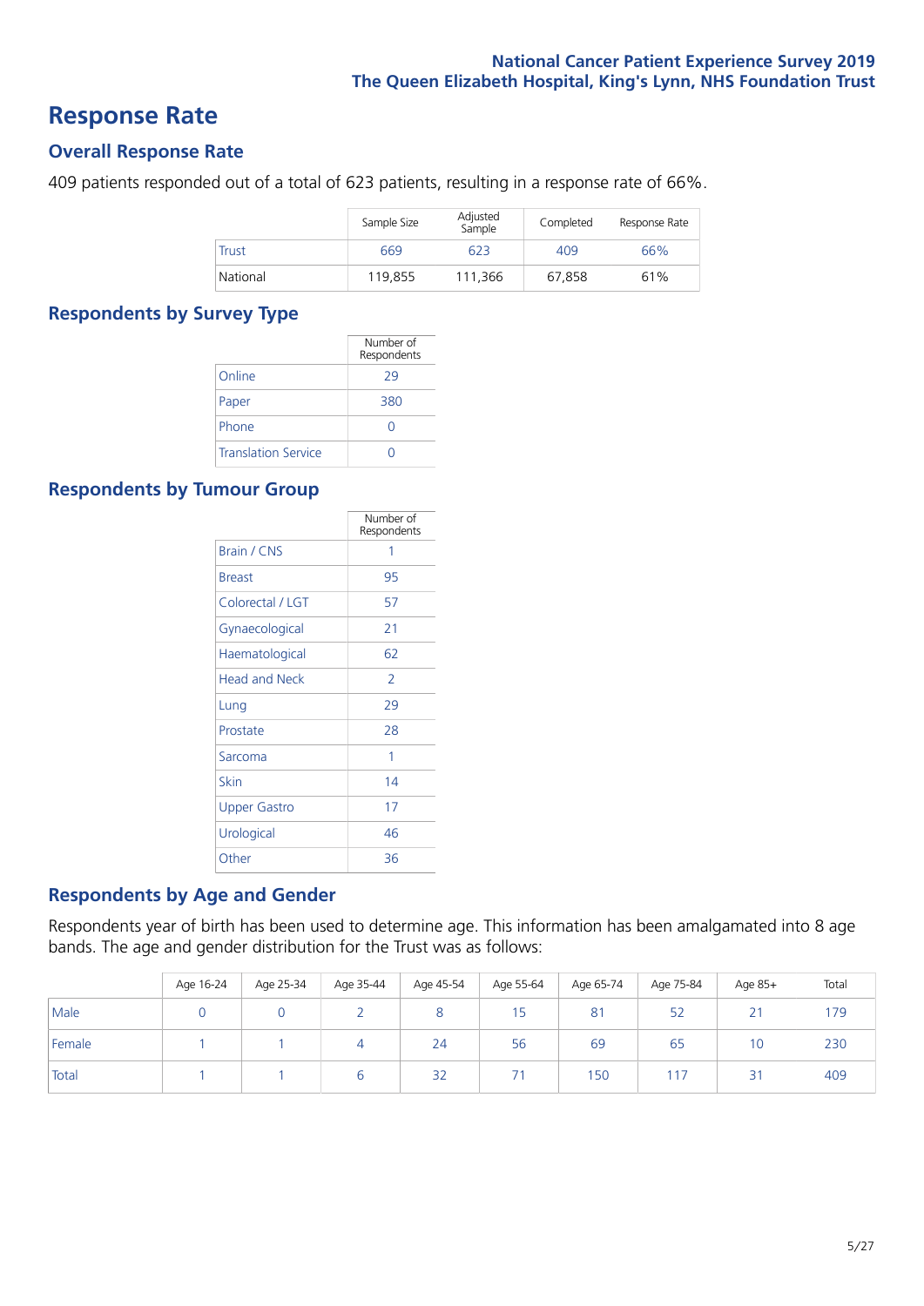# Response Rate

## Overall Response Rate

409 patients responded out of a total of 623 patients, resulting in a response rate of 66%.

| | Sample Size | Adjusted Sample | Completed | Response Rate |
|---|---|---|---|---|
| Trust | 669 | 623 | 409 | 66% |
| National | 119,855 | 111,366 | 67,858 | 61% |

## Respondents by Survey Type

| | Number of Respondents |
|---|---|
| Online | 29 |
| Paper | 380 |
| Phone | 0 |
| Translation Service | 0 |

## Respondents by Tumour Group

| | Number of Respondents |
|---|---|
| Brain / CNS | 1 |
| Breast | 95 |
| Colorectal / LGT | 57 |
| Gynaecological | 21 |
| Haematological | 62 |
| Head and Neck | 2 |
| Lung | 29 |
| Prostate | 28 |
| Sarcoma | 1 |
| Skin | 14 |
| Upper Gastro | 17 |
| Urological | 46 |
| Other | 36 |

## Respondents by Age and Gender

Respondents year of birth has been used to determine age. This information has been amalgamated into 8 age bands. The age and gender distribution for the Trust was as follows:

| | Age 16-24 | Age 25-34 | Age 35-44 | Age 45-54 | Age 55-64 | Age 65-74 | Age 75-84 | Age 85+ | Total |
|---|---|---|---|---|---|---|---|---|---|
| Male | 0 | 0 | 2 | 8 | 15 | 81 | 52 | 21 | 179 |
| Female | 1 | 1 | 4 | 24 | 56 | 69 | 65 | 10 | 230 |
| Total | 1 | 1 | 6 | 32 | 71 | 150 | 117 | 31 | 409 |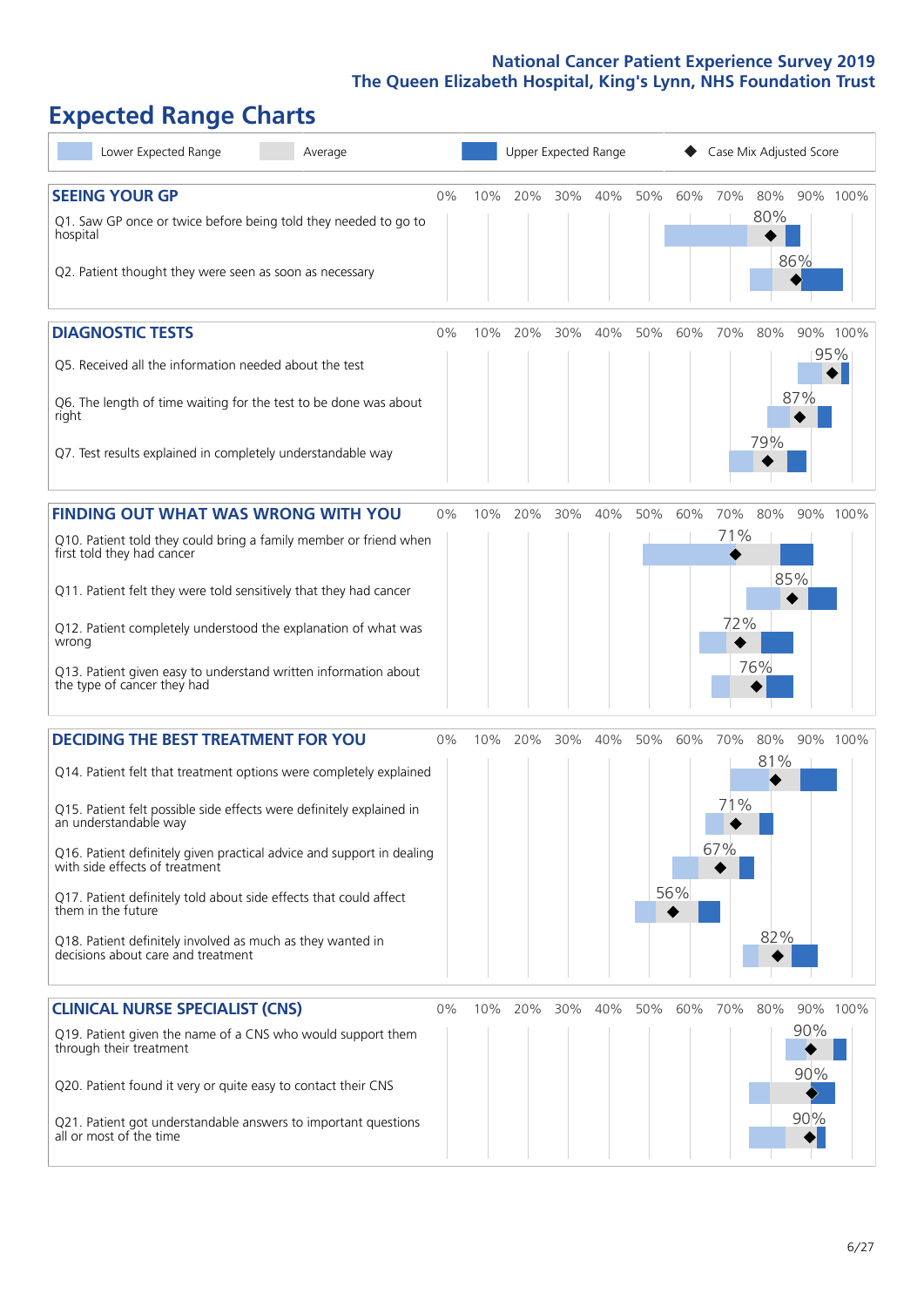# Expected Range Charts

Lower Expected Range | Average | Upper Expected Range | Case Mix Adjusted Score

## SEEING YOUR GP

| Question | Case Mix Adjusted Score |
|---|---|
| Q1. Saw GP once or twice before being told they needed to go to hospital | 80% |
| Q2. Patient thought they were seen as soon as necessary | 86% |

## DIAGNOSTIC TESTS

| Question | Case Mix Adjusted Score |
|---|---|
| Q5. Received all the information needed about the test | 95% |
| Q6. The length of time waiting for the test to be done was about right | 87% |
| Q7. Test results explained in completely understandable way | 79% |

## FINDING OUT WHAT WAS WRONG WITH YOU

| Question | Case Mix Adjusted Score |
|---|---|
| Q10. Patient told they could bring a family member or friend when first told they had cancer | 71% |
| Q11. Patient felt they were told sensitively that they had cancer | 85% |
| Q12. Patient completely understood the explanation of what was wrong | 72% |
| Q13. Patient given easy to understand written information about the type of cancer they had | 76% |

## DECIDING THE BEST TREATMENT FOR YOU

| Question | Case Mix Adjusted Score |
|---|---|
| Q14. Patient felt that treatment options were completely explained | 81% |
| Q15. Patient felt possible side effects were definitely explained in an understandable way | 71% |
| Q16. Patient definitely given practical advice and support in dealing with side effects of treatment | 67% |
| Q17. Patient definitely told about side effects that could affect them in the future | 56% |
| Q18. Patient definitely involved as much as they wanted in decisions about care and treatment | 82% |

## CLINICAL NURSE SPECIALIST (CNS)

| Question | Case Mix Adjusted Score |
|---|---|
| Q19. Patient given the name of a CNS who would support them through their treatment | 90% |
| Q20. Patient found it very or quite easy to contact their CNS | 90% |
| Q21. Patient got understandable answers to important questions all or most of the time | 90% |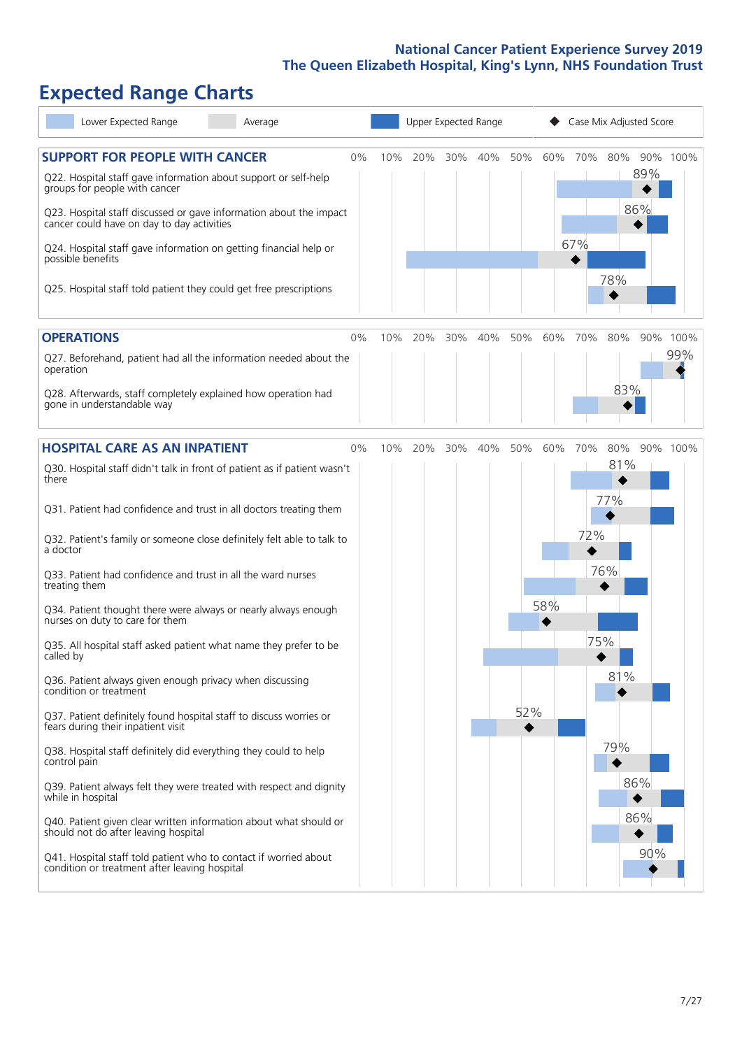# Expected Range Charts

Lower Expected Range | Average | Upper Expected Range | Case Mix Adjusted Score

## SUPPORT FOR PEOPLE WITH CANCER

| Question | Case Mix Adjusted Score |
|---|---|
| Q22. Hospital staff gave information about support or self-help groups for people with cancer | 89% |
| Q23. Hospital staff discussed or gave information about the impact cancer could have on day to day activities | 86% |
| Q24. Hospital staff gave information on getting financial help or possible benefits | 67% |
| Q25. Hospital staff told patient they could get free prescriptions | 78% |

## OPERATIONS

| Question | Case Mix Adjusted Score |
|---|---|
| Q27. Beforehand, patient had all the information needed about the operation | 99% |
| Q28. Afterwards, staff completely explained how operation had gone in understandable way | 83% |

## HOSPITAL CARE AS AN INPATIENT

| Question | Case Mix Adjusted Score |
|---|---|
| Q30. Hospital staff didn't talk in front of patient as if patient wasn't there | 81% |
| Q31. Patient had confidence and trust in all doctors treating them | 77% |
| Q32. Patient's family or someone close definitely felt able to talk to a doctor | 72% |
| Q33. Patient had confidence and trust in all the ward nurses treating them | 76% |
| Q34. Patient thought there were always or nearly always enough nurses on duty to care for them | 58% |
| Q35. All hospital staff asked patient what name they prefer to be called by | 75% |
| Q36. Patient always given enough privacy when discussing condition or treatment | 81% |
| Q37. Patient definitely found hospital staff to discuss worries or fears during their inpatient visit | 52% |
| Q38. Hospital staff definitely did everything they could to help control pain | 79% |
| Q39. Patient always felt they were treated with respect and dignity while in hospital | 86% |
| Q40. Patient given clear written information about what should or should not do after leaving hospital | 86% |
| Q41. Hospital staff told patient who to contact if worried about condition or treatment after leaving hospital | 90% |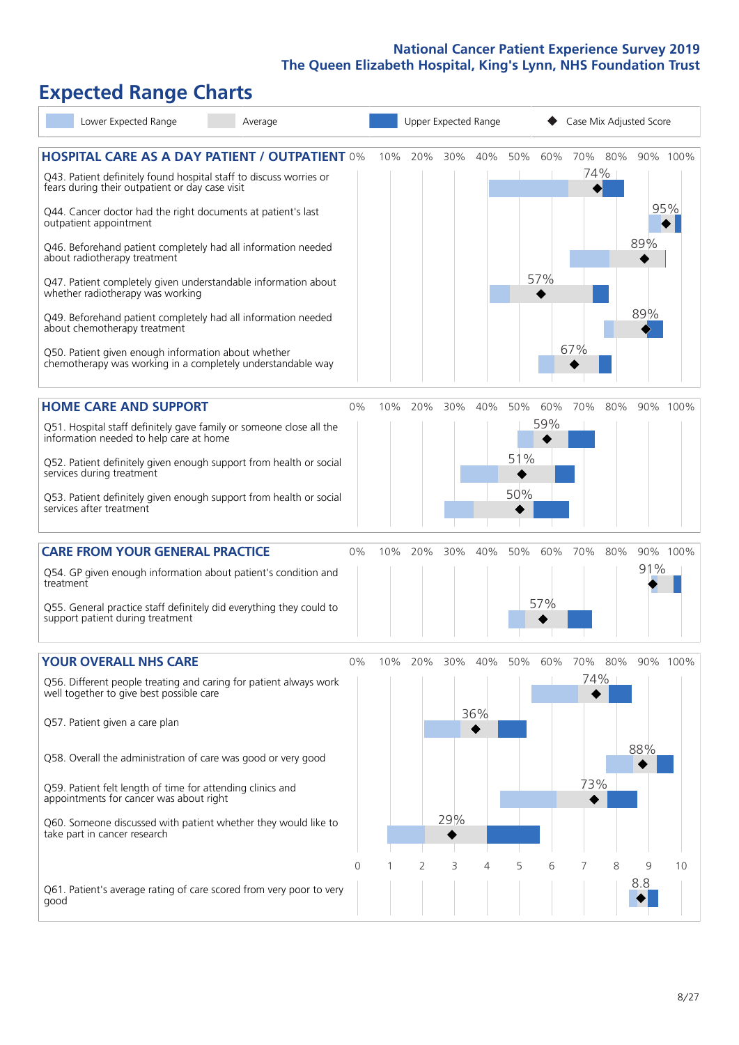# Expected Range Charts

Legend: Lower Expected Range | Average | Upper Expected Range | Case Mix Adjusted Score

## HOSPITAL CARE AS A DAY PATIENT / OUTPATIENT

| Question | Case Mix Adjusted Score |
|---|---|
| Q43. Patient definitely found hospital staff to discuss worries or fears during their outpatient or day case visit | 74% |
| Q44. Cancer doctor had the right documents at patient's last outpatient appointment | 95% |
| Q46. Beforehand patient completely had all information needed about radiotherapy treatment | 89% |
| Q47. Patient completely given understandable information about whether radiotherapy was working | 57% |
| Q49. Beforehand patient completely had all information needed about chemotherapy treatment | 89% |
| Q50. Patient given enough information about whether chemotherapy was working in a completely understandable way | 67% |

## HOME CARE AND SUPPORT

| Question | Case Mix Adjusted Score |
|---|---|
| Q51. Hospital staff definitely gave family or someone close all the information needed to help care at home | 59% |
| Q52. Patient definitely given enough support from health or social services during treatment | 51% |
| Q53. Patient definitely given enough support from health or social services after treatment | 50% |

## CARE FROM YOUR GENERAL PRACTICE

| Question | Case Mix Adjusted Score |
|---|---|
| Q54. GP given enough information about patient's condition and treatment | 91% |
| Q55. General practice staff definitely did everything they could to support patient during treatment | 57% |

## YOUR OVERALL NHS CARE

| Question | Case Mix Adjusted Score |
|---|---|
| Q56. Different people treating and caring for patient always work well together to give best possible care | 74% |
| Q57. Patient given a care plan | 36% |
| Q58. Overall the administration of care was good or very good | 88% |
| Q59. Patient felt length of time for attending clinics and appointments for cancer was about right | 73% |
| Q60. Someone discussed with patient whether they would like to take part in cancer research | 29% |
| Q61. Patient's average rating of care scored from very poor to very good (scale 0–10) | 8.8 |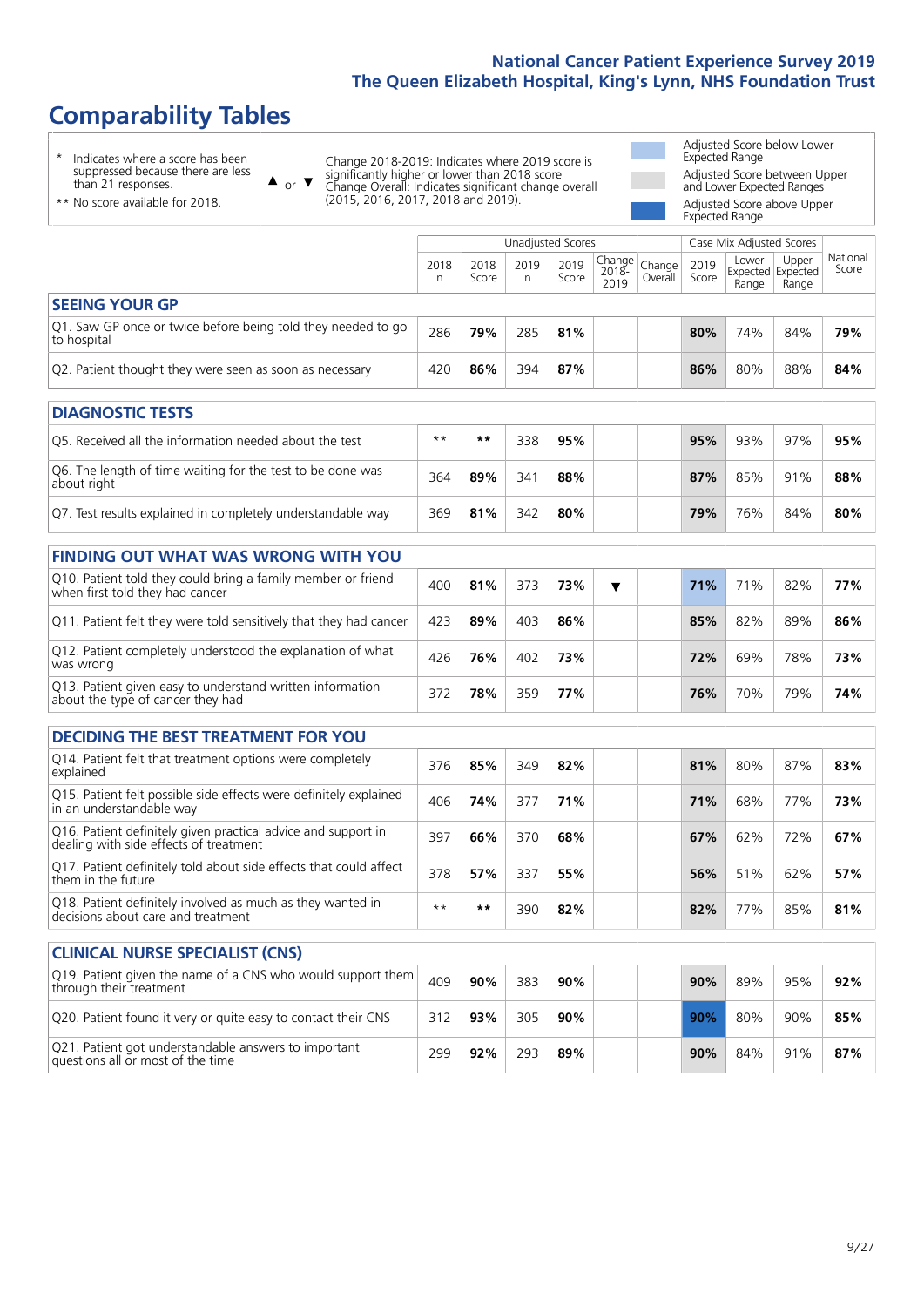# Comparability Tables

\* Indicates where a score has been suppressed because there are less than 21 responses.

** No score available for 2018.

▲ or ▼ Change 2018-2019: Indicates where 2019 score is significantly higher or lower than 2018 score
Change Overall: Indicates significant change overall (2015, 2016, 2017, 2018 and 2019).

Adjusted Score below Lower Expected Range

Adjusted Score between Upper and Lower Expected Ranges

Adjusted Score above Upper Expected Range

| | Unadjusted Scores | | | | | | Case Mix Adjusted Scores | | | |
|---|---|---|---|---|---|---|---|---|---|---|
| | 2018 n | 2018 Score | 2019 n | 2019 Score | Change 2018-2019 | Change Overall | 2019 Score | Lower Expected Range | Upper Expected Range | National Score |
| **SEEING YOUR GP** | | | | | | | | | | |
| Q1. Saw GP once or twice before being told they needed to go to hospital | 286 | **79%** | 285 | **81%** | | | **80%** | 74% | 84% | **79%** |
| Q2. Patient thought they were seen as soon as necessary | 420 | **86%** | 394 | **87%** | | | **86%** | 80% | 88% | **84%** |
| **DIAGNOSTIC TESTS** | | | | | | | | | | |
| Q5. Received all the information needed about the test | ** | ** | 338 | **95%** | | | **95%** | 93% | 97% | **95%** |
| Q6. The length of time waiting for the test to be done was about right | 364 | **89%** | 341 | **88%** | | | **87%** | 85% | 91% | **88%** |
| Q7. Test results explained in completely understandable way | 369 | **81%** | 342 | **80%** | | | **79%** | 76% | 84% | **80%** |
| **FINDING OUT WHAT WAS WRONG WITH YOU** | | | | | | | | | | |
| Q10. Patient told they could bring a family member or friend when first told they had cancer | 400 | **81%** | 373 | **73%** | ▼ | | **71%** | 71% | 82% | **77%** |
| Q11. Patient felt they were told sensitively that they had cancer | 423 | **89%** | 403 | **86%** | | | **85%** | 82% | 89% | **86%** |
| Q12. Patient completely understood the explanation of what was wrong | 426 | **76%** | 402 | **73%** | | | **72%** | 69% | 78% | **73%** |
| Q13. Patient given easy to understand written information about the type of cancer they had | 372 | **78%** | 359 | **77%** | | | **76%** | 70% | 79% | **74%** |
| **DECIDING THE BEST TREATMENT FOR YOU** | | | | | | | | | | |
| Q14. Patient felt that treatment options were completely explained | 376 | **85%** | 349 | **82%** | | | **81%** | 80% | 87% | **83%** |
| Q15. Patient felt possible side effects were definitely explained in an understandable way | 406 | **74%** | 377 | **71%** | | | **71%** | 68% | 77% | **73%** |
| Q16. Patient definitely given practical advice and support in dealing with side effects of treatment | 397 | **66%** | 370 | **68%** | | | **67%** | 62% | 72% | **67%** |
| Q17. Patient definitely told about side effects that could affect them in the future | 378 | **57%** | 337 | **55%** | | | **56%** | 51% | 62% | **57%** |
| Q18. Patient definitely involved as much as they wanted in decisions about care and treatment | ** | ** | 390 | **82%** | | | **82%** | 77% | 85% | **81%** |
| **CLINICAL NURSE SPECIALIST (CNS)** | | | | | | | | | | |
| Q19. Patient given the name of a CNS who would support them through their treatment | 409 | **90%** | 383 | **90%** | | | **90%** | 89% | 95% | **92%** |
| Q20. Patient found it very or quite easy to contact their CNS | 312 | **93%** | 305 | **90%** | | | **90%** | 80% | 90% | **85%** |
| Q21. Patient got understandable answers to important questions all or most of the time | 299 | **92%** | 293 | **89%** | | | **90%** | 84% | 91% | **87%** |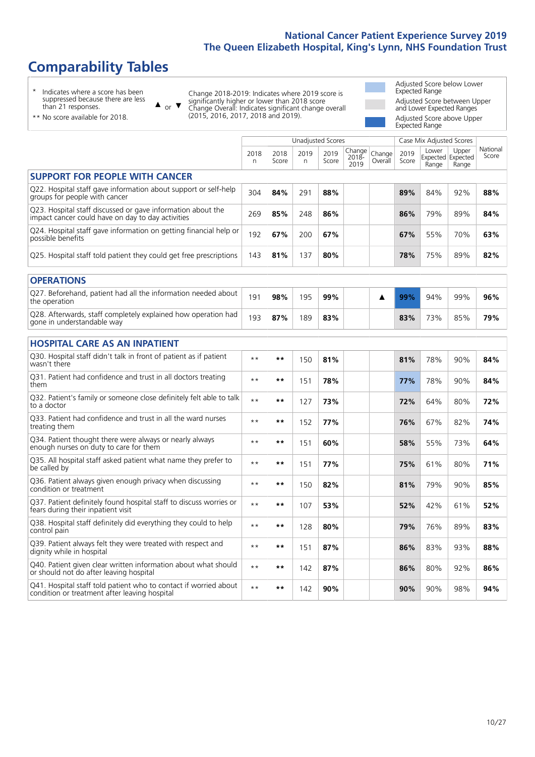# Comparability Tables

\* Indicates where a score has been suppressed because there are less than 21 responses.

** No score available for 2018.

▲ or ▼ Change 2018-2019: Indicates where 2019 score is significantly higher or lower than 2018 score. Change Overall: Indicates significant change overall (2015, 2016, 2017, 2018 and 2019).

Adjusted Score below Lower Expected Range

Adjusted Score between Upper and Lower Expected Ranges

Adjusted Score above Upper Expected Range

| | Unadjusted Scores | | | | | | Case Mix Adjusted Scores | | | |
|---|---|---|---|---|---|---|---|---|---|---|
| | 2018 n | 2018 Score | 2019 n | 2019 Score | Change 2018-2019 | Change Overall | 2019 Score | Lower Expected Range | Upper Expected Range | National Score |
| **SUPPORT FOR PEOPLE WITH CANCER** | | | | | | | | | | |
| Q22. Hospital staff gave information about support or self-help groups for people with cancer | 304 | **84%** | 291 | **88%** | | | **89%** | 84% | 92% | **88%** |
| Q23. Hospital staff discussed or gave information about the impact cancer could have on day to day activities | 269 | **85%** | 248 | **86%** | | | **86%** | 79% | 89% | **84%** |
| Q24. Hospital staff gave information on getting financial help or possible benefits | 192 | **67%** | 200 | **67%** | | | **67%** | 55% | 70% | **63%** |
| Q25. Hospital staff told patient they could get free prescriptions | 143 | **81%** | 137 | **80%** | | | **78%** | 75% | 89% | **82%** |
| **OPERATIONS** | | | | | | | | | | |
| Q27. Beforehand, patient had all the information needed about the operation | 191 | **98%** | 195 | **99%** | | ▲ | **99%** | 94% | 99% | **96%** |
| Q28. Afterwards, staff completely explained how operation had gone in understandable way | 193 | **87%** | 189 | **83%** | | | **83%** | 73% | 85% | **79%** |
| **HOSPITAL CARE AS AN INPATIENT** | | | | | | | | | | |
| Q30. Hospital staff didn't talk in front of patient as if patient wasn't there | ** | ** | 150 | **81%** | | | **81%** | 78% | 90% | **84%** |
| Q31. Patient had confidence and trust in all doctors treating them | ** | ** | 151 | **78%** | | | **77%** | 78% | 90% | **84%** |
| Q32. Patient's family or someone close definitely felt able to talk to a doctor | ** | ** | 127 | **73%** | | | **72%** | 64% | 80% | **72%** |
| Q33. Patient had confidence and trust in all the ward nurses treating them | ** | ** | 152 | **77%** | | | **76%** | 67% | 82% | **74%** |
| Q34. Patient thought there were always or nearly always enough nurses on duty to care for them | ** | ** | 151 | **60%** | | | **58%** | 55% | 73% | **64%** |
| Q35. All hospital staff asked patient what name they prefer to be called by | ** | ** | 151 | **77%** | | | **75%** | 61% | 80% | **71%** |
| Q36. Patient always given enough privacy when discussing condition or treatment | ** | ** | 150 | **82%** | | | **81%** | 79% | 90% | **85%** |
| Q37. Patient definitely found hospital staff to discuss worries or fears during their inpatient visit | ** | ** | 107 | **53%** | | | **52%** | 42% | 61% | **52%** |
| Q38. Hospital staff definitely did everything they could to help control pain | ** | ** | 128 | **80%** | | | **79%** | 76% | 89% | **83%** |
| Q39. Patient always felt they were treated with respect and dignity while in hospital | ** | ** | 151 | **87%** | | | **86%** | 83% | 93% | **88%** |
| Q40. Patient given clear written information about what should or should not do after leaving hospital | ** | ** | 142 | **87%** | | | **86%** | 80% | 92% | **86%** |
| Q41. Hospital staff told patient who to contact if worried about condition or treatment after leaving hospital | ** | ** | 142 | **90%** | | | **90%** | 90% | 98% | **94%** |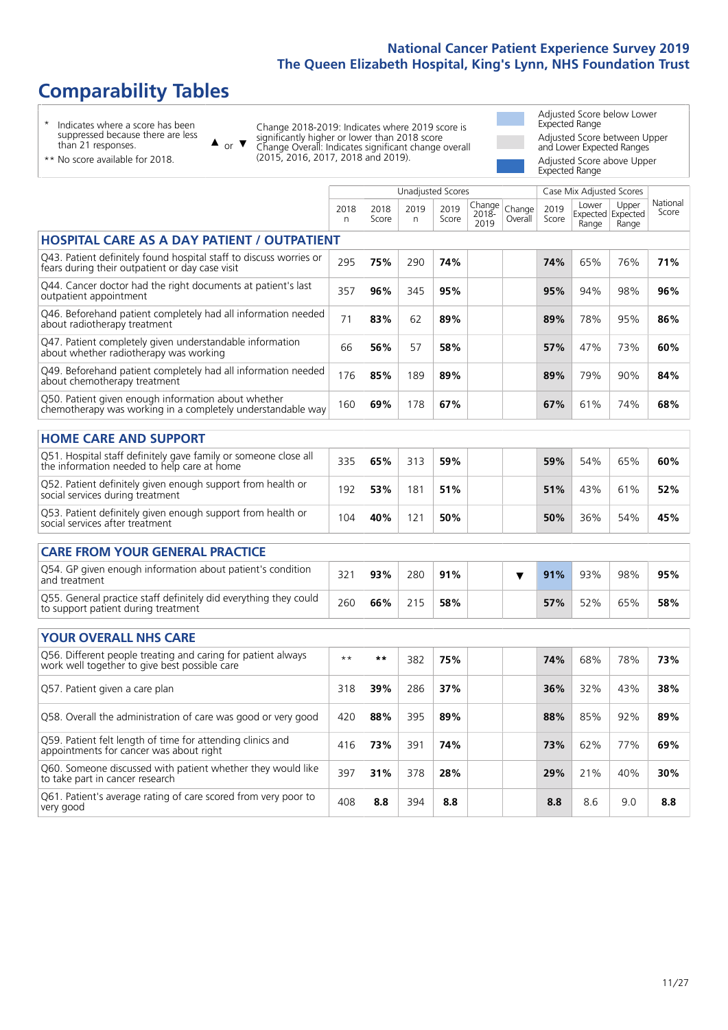# National Cancer Patient Experience Survey 2019
## The Queen Elizabeth Hospital, King's Lynn, NHS Foundation Trust

# Comparability Tables

\* Indicates where a score has been suppressed because there are less than 21 responses.

\*\* No score available for 2018.

▲ or ▼ Change 2018-2019: Indicates where 2019 score is significantly higher or lower than 2018 score. Change Overall: Indicates significant change overall (2015, 2016, 2017, 2018 and 2019).

Adjusted Score below Lower Expected Range

Adjusted Score between Upper and Lower Expected Ranges

Adjusted Score above Upper Expected Range

| | Unadjusted Scores | | | | | | Case Mix Adjusted Scores | | | |
|---|---|---|---|---|---|---|---|---|---|---|
| | 2018 n | 2018 Score | 2019 n | 2019 Score | Change 2018-2019 | Change Overall | 2019 Score | Lower Expected Range | Upper Expected Range | National Score |
| **HOSPITAL CARE AS A DAY PATIENT / OUTPATIENT** | | | | | | | | | | |
| Q43. Patient definitely found hospital staff to discuss worries or fears during their outpatient or day case visit | 295 | **75%** | 290 | **74%** | | | **74%** | 65% | 76% | **71%** |
| Q44. Cancer doctor had the right documents at patient's last outpatient appointment | 357 | **96%** | 345 | **95%** | | | **95%** | 94% | 98% | **96%** |
| Q46. Beforehand patient completely had all information needed about radiotherapy treatment | 71 | **83%** | 62 | **89%** | | | **89%** | 78% | 95% | **86%** |
| Q47. Patient completely given understandable information about whether radiotherapy was working | 66 | **56%** | 57 | **58%** | | | **57%** | 47% | 73% | **60%** |
| Q49. Beforehand patient completely had all information needed about chemotherapy treatment | 176 | **85%** | 189 | **89%** | | | **89%** | 79% | 90% | **84%** |
| Q50. Patient given enough information about whether chemotherapy was working in a completely understandable way | 160 | **69%** | 178 | **67%** | | | **67%** | 61% | 74% | **68%** |
| **HOME CARE AND SUPPORT** | | | | | | | | | | |
| Q51. Hospital staff definitely gave family or someone close all the information needed to help care at home | 335 | **65%** | 313 | **59%** | | | **59%** | 54% | 65% | **60%** |
| Q52. Patient definitely given enough support from health or social services during treatment | 192 | **53%** | 181 | **51%** | | | **51%** | 43% | 61% | **52%** |
| Q53. Patient definitely given enough support from health or social services after treatment | 104 | **40%** | 121 | **50%** | | | **50%** | 36% | 54% | **45%** |
| **CARE FROM YOUR GENERAL PRACTICE** | | | | | | | | | | |
| Q54. GP given enough information about patient's condition and treatment | 321 | **93%** | 280 | **91%** | | ▼ | **91%** | 93% | 98% | **95%** |
| Q55. General practice staff definitely did everything they could to support patient during treatment | 260 | **66%** | 215 | **58%** | | | **57%** | 52% | 65% | **58%** |
| **YOUR OVERALL NHS CARE** | | | | | | | | | | |
| Q56. Different people treating and caring for patient always work well together to give best possible care | \*\* | **\*\*** | 382 | **75%** | | | **74%** | 68% | 78% | **73%** |
| Q57. Patient given a care plan | 318 | **39%** | 286 | **37%** | | | **36%** | 32% | 43% | **38%** |
| Q58. Overall the administration of care was good or very good | 420 | **88%** | 395 | **89%** | | | **88%** | 85% | 92% | **89%** |
| Q59. Patient felt length of time for attending clinics and appointments for cancer was about right | 416 | **73%** | 391 | **74%** | | | **73%** | 62% | 77% | **69%** |
| Q60. Someone discussed with patient whether they would like to take part in cancer research | 397 | **31%** | 378 | **28%** | | | **29%** | 21% | 40% | **30%** |
| Q61. Patient's average rating of care scored from very poor to very good | 408 | **8.8** | 394 | **8.8** | | | **8.8** | 8.6 | 9.0 | **8.8** |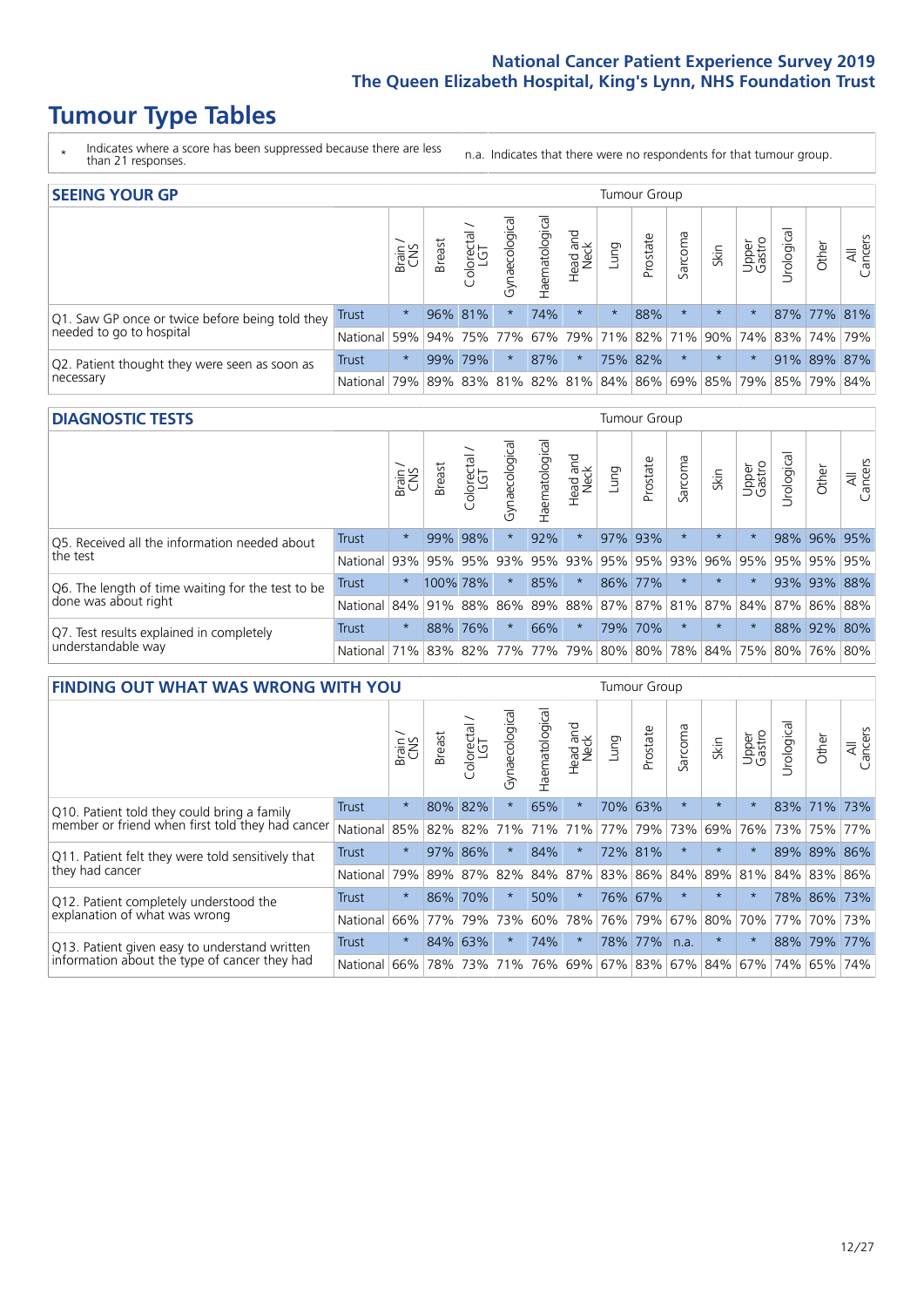# Tumour Type Tables

\* Indicates where a score has been suppressed because there are less than 21 responses.

n.a. Indicates that there were no respondents for that tumour group.

## SEEING YOUR GP

| | | Brain / CNS | Breast | Colorectal / LGT | Gynaecological | Haematological | Head and Neck | Lung | Prostate | Sarcoma | Skin | Upper Gastro | Urological | Other | All Cancers |
|---|---|---|---|---|---|---|---|---|---|---|---|---|---|---|---|
| Q1. Saw GP once or twice before being told they needed to go to hospital | Trust | * | 96% | 81% | * | 74% | * | * | 88% | * | * | * | 87% | 77% | 81% |
| | National | 59% | 94% | 75% | 77% | 67% | 79% | 71% | 82% | 71% | 90% | 74% | 83% | 74% | 79% |
| Q2. Patient thought they were seen as soon as necessary | Trust | * | 99% | 79% | * | 87% | * | 75% | 82% | * | * | * | 91% | 89% | 87% |
| | National | 79% | 89% | 83% | 81% | 82% | 81% | 84% | 86% | 69% | 85% | 79% | 85% | 79% | 84% |

## DIAGNOSTIC TESTS

| | | Brain / CNS | Breast | Colorectal / LGT | Gynaecological | Haematological | Head and Neck | Lung | Prostate | Sarcoma | Skin | Upper Gastro | Urological | Other | All Cancers |
|---|---|---|---|---|---|---|---|---|---|---|---|---|---|---|---|
| Q5. Received all the information needed about the test | Trust | * | 99% | 98% | * | 92% | * | 97% | 93% | * | * | * | 98% | 96% | 95% |
| | National | 93% | 95% | 95% | 93% | 95% | 93% | 95% | 95% | 93% | 96% | 95% | 95% | 95% | 95% |
| Q6. The length of time waiting for the test to be done was about right | Trust | * | 100% | 78% | * | 85% | * | 86% | 77% | * | * | * | 93% | 93% | 88% |
| | National | 84% | 91% | 88% | 86% | 89% | 88% | 87% | 87% | 81% | 87% | 84% | 87% | 86% | 88% |
| Q7. Test results explained in completely understandable way | Trust | * | 88% | 76% | * | 66% | * | 79% | 70% | * | * | * | 88% | 92% | 80% |
| | National | 71% | 83% | 82% | 77% | 77% | 79% | 80% | 80% | 78% | 84% | 75% | 80% | 76% | 80% |

## FINDING OUT WHAT WAS WRONG WITH YOU

| | | Brain / CNS | Breast | Colorectal / LGT | Gynaecological | Haematological | Head and Neck | Lung | Prostate | Sarcoma | Skin | Upper Gastro | Urological | Other | All Cancers |
|---|---|---|---|---|---|---|---|---|---|---|---|---|---|---|---|
| Q10. Patient told they could bring a family member or friend when first told they had cancer | Trust | * | 80% | 82% | * | 65% | * | 70% | 63% | * | * | * | 83% | 71% | 73% |
| | National | 85% | 82% | 82% | 71% | 71% | 71% | 77% | 79% | 73% | 69% | 76% | 73% | 75% | 77% |
| Q11. Patient felt they were told sensitively that they had cancer | Trust | * | 97% | 86% | * | 84% | * | 72% | 81% | * | * | * | 89% | 89% | 86% |
| | National | 79% | 89% | 87% | 82% | 84% | 87% | 83% | 86% | 84% | 89% | 81% | 84% | 83% | 86% |
| Q12. Patient completely understood the explanation of what was wrong | Trust | * | 86% | 70% | * | 50% | * | 76% | 67% | * | * | * | 78% | 86% | 73% |
| | National | 66% | 77% | 79% | 73% | 60% | 78% | 76% | 79% | 67% | 80% | 70% | 77% | 70% | 73% |
| Q13. Patient given easy to understand written information about the type of cancer they had | Trust | * | 84% | 63% | * | 74% | * | 78% | 77% | n.a. | * | * | 88% | 79% | 77% |
| | National | 66% | 78% | 73% | 71% | 76% | 69% | 67% | 83% | 67% | 84% | 67% | 74% | 65% | 74% |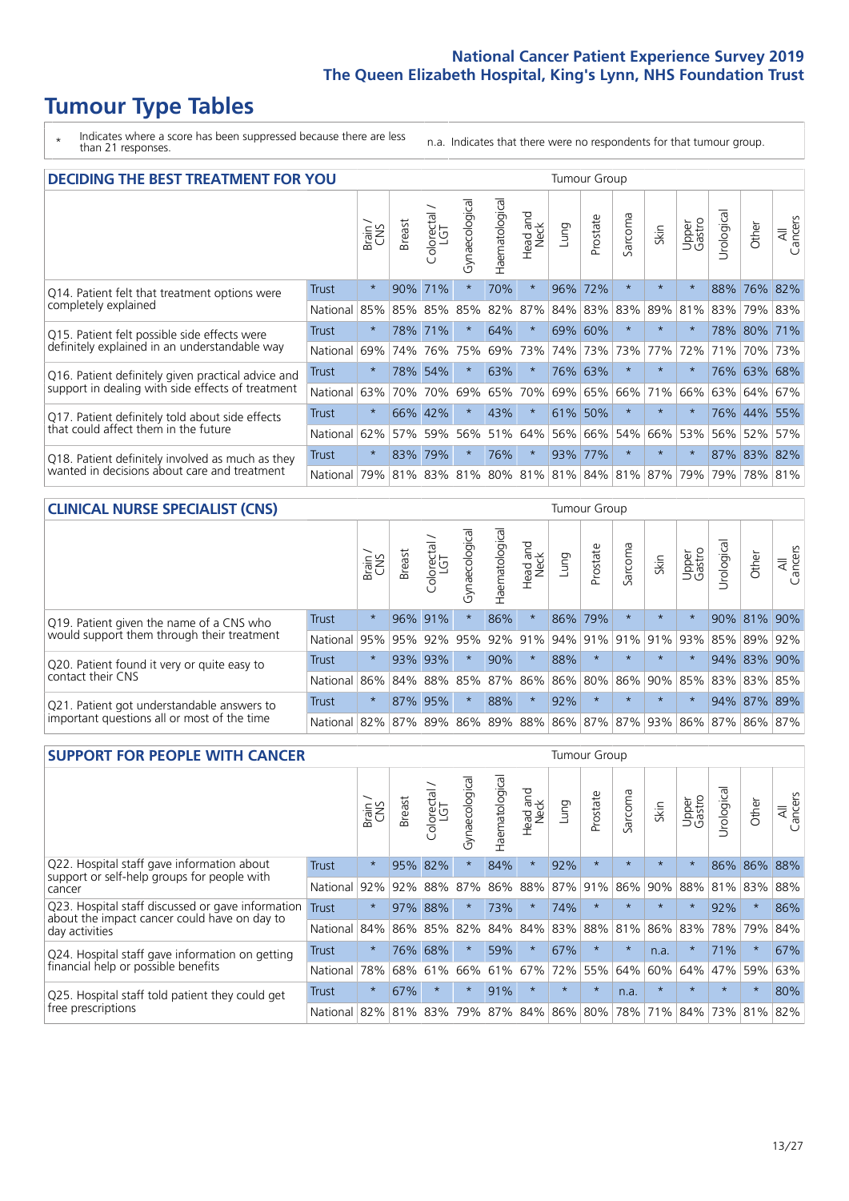# Tumour Type Tables

\* Indicates where a score has been suppressed because there are less than 21 responses.

n.a. Indicates that there were no respondents for that tumour group.

## DECIDING THE BEST TREATMENT FOR YOU

| | | Brain / CNS | Breast | Colorectal / LGT | Gynaecological | Haematological | Head and Neck | Lung | Prostate | Sarcoma | Skin | Upper Gastro | Urological | Other | All Cancers |
|---|---|---|---|---|---|---|---|---|---|---|---|---|---|---|---|
| Q14. Patient felt that treatment options were completely explained | Trust | * | 90% | 71% | * | 70% | * | 96% | 72% | * | * | * | 88% | 76% | 82% |
| | National | 85% | 85% | 85% | 85% | 82% | 87% | 84% | 83% | 83% | 89% | 81% | 83% | 79% | 83% |
| Q15. Patient felt possible side effects were definitely explained in an understandable way | Trust | * | 78% | 71% | * | 64% | * | 69% | 60% | * | * | * | 78% | 80% | 71% |
| | National | 69% | 74% | 76% | 75% | 69% | 73% | 74% | 73% | 73% | 77% | 72% | 71% | 70% | 73% |
| Q16. Patient definitely given practical advice and support in dealing with side effects of treatment | Trust | * | 78% | 54% | * | 63% | * | 76% | 63% | * | * | * | 76% | 63% | 68% |
| | National | 63% | 70% | 70% | 69% | 65% | 70% | 69% | 65% | 66% | 71% | 66% | 63% | 64% | 67% |
| Q17. Patient definitely told about side effects that could affect them in the future | Trust | * | 66% | 42% | * | 43% | * | 61% | 50% | * | * | * | 76% | 44% | 55% |
| | National | 62% | 57% | 59% | 56% | 51% | 64% | 56% | 66% | 54% | 66% | 53% | 56% | 52% | 57% |
| Q18. Patient definitely involved as much as they wanted in decisions about care and treatment | Trust | * | 83% | 79% | * | 76% | * | 93% | 77% | * | * | * | 87% | 83% | 82% |
| | National | 79% | 81% | 83% | 81% | 80% | 81% | 81% | 84% | 81% | 87% | 79% | 79% | 78% | 81% |

## CLINICAL NURSE SPECIALIST (CNS)

| | | Brain / CNS | Breast | Colorectal / LGT | Gynaecological | Haematological | Head and Neck | Lung | Prostate | Sarcoma | Skin | Upper Gastro | Urological | Other | All Cancers |
|---|---|---|---|---|---|---|---|---|---|---|---|---|---|---|---|
| Q19. Patient given the name of a CNS who would support them through their treatment | Trust | * | 96% | 91% | * | 86% | * | 86% | 79% | * | * | * | 90% | 81% | 90% |
| | National | 95% | 95% | 92% | 95% | 92% | 91% | 94% | 91% | 91% | 91% | 93% | 85% | 89% | 92% |
| Q20. Patient found it very or quite easy to contact their CNS | Trust | * | 93% | 93% | * | 90% | * | 88% | * | * | * | * | 94% | 83% | 90% |
| | National | 86% | 84% | 88% | 85% | 87% | 86% | 86% | 80% | 86% | 90% | 85% | 83% | 83% | 85% |
| Q21. Patient got understandable answers to important questions all or most of the time | Trust | * | 87% | 95% | * | 88% | * | 92% | * | * | * | * | 94% | 87% | 89% |
| | National | 82% | 87% | 89% | 86% | 89% | 88% | 86% | 87% | 87% | 93% | 86% | 87% | 86% | 87% |

## SUPPORT FOR PEOPLE WITH CANCER

| | | Brain / CNS | Breast | Colorectal / LGT | Gynaecological | Haematological | Head and Neck | Lung | Prostate | Sarcoma | Skin | Upper Gastro | Urological | Other | All Cancers |
|---|---|---|---|---|---|---|---|---|---|---|---|---|---|---|---|
| Q22. Hospital staff gave information about support or self-help groups for people with cancer | Trust | * | 95% | 82% | * | 84% | * | 92% | * | * | * | * | 86% | 86% | 88% |
| | National | 92% | 92% | 88% | 87% | 86% | 88% | 87% | 91% | 86% | 90% | 88% | 81% | 83% | 88% |
| Q23. Hospital staff discussed or gave information about the impact cancer could have on day to day activities | Trust | * | 97% | 88% | * | 73% | * | 74% | * | * | * | * | 92% | * | 86% |
| | National | 84% | 86% | 85% | 82% | 84% | 84% | 83% | 88% | 81% | 86% | 83% | 78% | 79% | 84% |
| Q24. Hospital staff gave information on getting financial help or possible benefits | Trust | * | 76% | 68% | * | 59% | * | 67% | * | * | n.a. | * | 71% | * | 67% |
| | National | 78% | 68% | 61% | 66% | 61% | 67% | 72% | 55% | 64% | 60% | 64% | 47% | 59% | 63% |
| Q25. Hospital staff told patient they could get free prescriptions | Trust | * | 67% | * | * | 91% | * | * | * | n.a. | * | * | * | * | 80% |
| | National | 82% | 81% | 83% | 79% | 87% | 84% | 86% | 80% | 78% | 71% | 84% | 73% | 81% | 82% |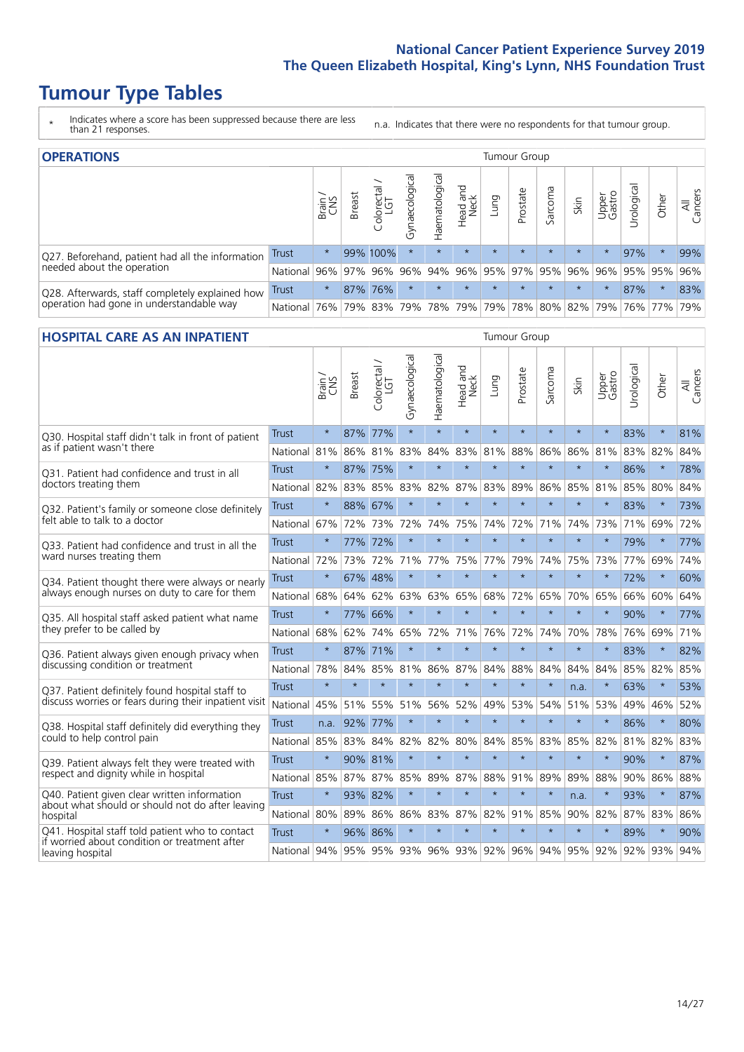# Tumour Type Tables

\* Indicates where a score has been suppressed because there are less than 21 responses.

n.a. Indicates that there were no respondents for that tumour group.

## OPERATIONS

| | | Brain / CNS | Breast | Colorectal / LGT | Gynaecological | Haematological | Head and Neck | Lung | Prostate | Sarcoma | Skin | Upper Gastro | Urological | Other | All Cancers |
|---|---|---|---|---|---|---|---|---|---|---|---|---|---|---|---|
| Q27. Beforehand, patient had all the information needed about the operation | Trust | * | 99% | 100% | * | * | * | * | * | * | * | * | 97% | * | 99% |
| | National | 96% | 97% | 96% | 96% | 94% | 96% | 95% | 97% | 95% | 96% | 96% | 95% | 95% | 96% |
| Q28. Afterwards, staff completely explained how operation had gone in understandable way | Trust | * | 87% | 76% | * | * | * | * | * | * | * | * | 87% | * | 83% |
| | National | 76% | 79% | 83% | 79% | 78% | 79% | 79% | 78% | 80% | 82% | 79% | 76% | 77% | 79% |

## HOSPITAL CARE AS AN INPATIENT

| | | Brain / CNS | Breast | Colorectal / LGT | Gynaecological | Haematological | Head and Neck | Lung | Prostate | Sarcoma | Skin | Upper Gastro | Urological | Other | All Cancers |
|---|---|---|---|---|---|---|---|---|---|---|---|---|---|---|---|
| Q30. Hospital staff didn't talk in front of patient as if patient wasn't there | Trust | * | 87% | 77% | * | * | * | * | * | * | * | * | 83% | * | 81% |
| | National | 81% | 86% | 81% | 83% | 84% | 83% | 81% | 88% | 86% | 86% | 81% | 83% | 82% | 84% |
| Q31. Patient had confidence and trust in all doctors treating them | Trust | * | 87% | 75% | * | * | * | * | * | * | * | * | 86% | * | 78% |
| | National | 82% | 83% | 85% | 83% | 82% | 87% | 83% | 89% | 86% | 85% | 81% | 85% | 80% | 84% |
| Q32. Patient's family or someone close definitely felt able to talk to a doctor | Trust | * | 88% | 67% | * | * | * | * | * | * | * | * | 83% | * | 73% |
| | National | 67% | 72% | 73% | 72% | 74% | 75% | 74% | 72% | 71% | 74% | 73% | 71% | 69% | 72% |
| Q33. Patient had confidence and trust in all the ward nurses treating them | Trust | * | 77% | 72% | * | * | * | * | * | * | * | * | 79% | * | 77% |
| | National | 72% | 73% | 72% | 71% | 77% | 75% | 77% | 79% | 74% | 75% | 73% | 77% | 69% | 74% |
| Q34. Patient thought there were always or nearly always enough nurses on duty to care for them | Trust | * | 67% | 48% | * | * | * | * | * | * | * | * | 72% | * | 60% |
| | National | 68% | 64% | 62% | 63% | 63% | 65% | 68% | 72% | 65% | 70% | 65% | 66% | 60% | 64% |
| Q35. All hospital staff asked patient what name they prefer to be called by | Trust | * | 77% | 66% | * | * | * | * | * | * | * | * | 90% | * | 77% |
| | National | 68% | 62% | 74% | 65% | 72% | 71% | 76% | 72% | 74% | 70% | 78% | 76% | 69% | 71% |
| Q36. Patient always given enough privacy when discussing condition or treatment | Trust | * | 87% | 71% | * | * | * | * | * | * | * | * | 83% | * | 82% |
| | National | 78% | 84% | 85% | 81% | 86% | 87% | 84% | 88% | 84% | 84% | 84% | 85% | 82% | 85% |
| Q37. Patient definitely found hospital staff to discuss worries or fears during their inpatient visit | Trust | * | * | * | * | * | * | * | * | * | n.a. | * | 63% | * | 53% |
| | National | 45% | 51% | 55% | 51% | 56% | 52% | 49% | 53% | 54% | 51% | 53% | 49% | 46% | 52% |
| Q38. Hospital staff definitely did everything they could to help control pain | Trust | n.a. | 92% | 77% | * | * | * | * | * | * | * | * | 86% | * | 80% |
| | National | 85% | 83% | 84% | 82% | 82% | 80% | 84% | 85% | 83% | 85% | 82% | 81% | 82% | 83% |
| Q39. Patient always felt they were treated with respect and dignity while in hospital | Trust | * | 90% | 81% | * | * | * | * | * | * | * | * | 90% | * | 87% |
| | National | 85% | 87% | 87% | 85% | 89% | 87% | 88% | 91% | 89% | 89% | 88% | 90% | 86% | 88% |
| Q40. Patient given clear written information about what should or should not do after leaving hospital | Trust | * | 93% | 82% | * | * | * | * | * | * | n.a. | * | 93% | * | 87% |
| | National | 80% | 89% | 86% | 86% | 83% | 87% | 82% | 91% | 85% | 90% | 82% | 87% | 83% | 86% |
| Q41. Hospital staff told patient who to contact if worried about condition or treatment after leaving hospital | Trust | * | 96% | 86% | * | * | * | * | * | * | * | * | 89% | * | 90% |
| | National | 94% | 95% | 95% | 93% | 96% | 93% | 92% | 96% | 94% | 95% | 92% | 92% | 93% | 94% |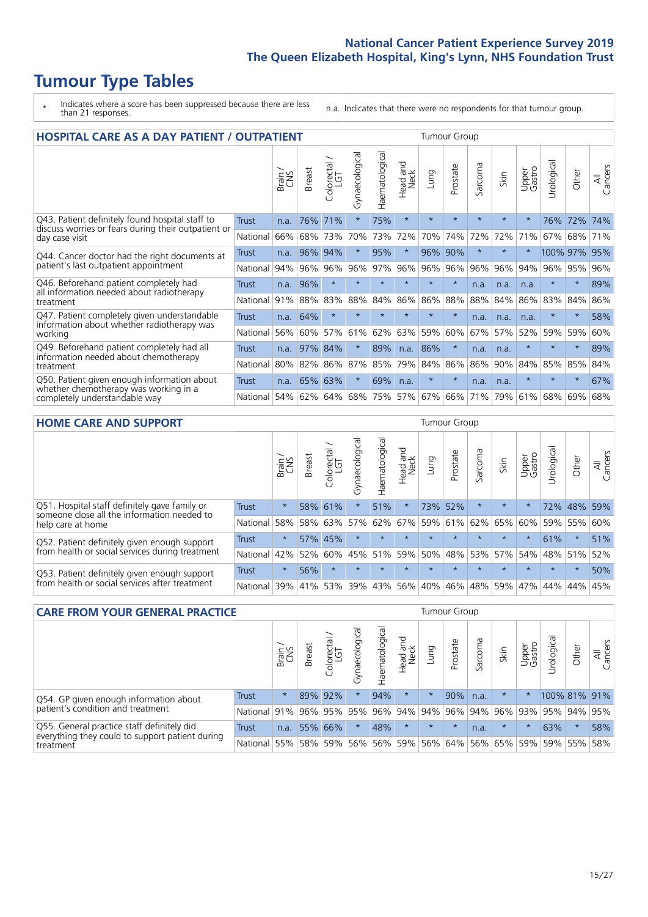# Tumour Type Tables

\* Indicates where a score has been suppressed because there are less than 21 responses.

n.a. Indicates that there were no respondents for that tumour group.

## HOSPITAL CARE AS A DAY PATIENT / OUTPATIENT

| | | Brain / CNS | Breast | Colorectal / LGT | Gynaecological | Haematological | Head and Neck | Lung | Prostate | Sarcoma | Skin | Upper Gastro | Urological | Other | All Cancers |
|---|---|---|---|---|---|---|---|---|---|---|---|---|---|---|---|
| Q43. Patient definitely found hospital staff to discuss worries or fears during their outpatient or day case visit | Trust | n.a. | 76% | 71% | * | 75% | * | * | * | * | * | * | 76% | 72% | 74% |
| | National | 66% | 68% | 73% | 70% | 73% | 72% | 70% | 74% | 72% | 72% | 71% | 67% | 68% | 71% |
| Q44. Cancer doctor had the right documents at patient's last outpatient appointment | Trust | n.a. | 96% | 94% | * | 95% | * | 96% | 90% | * | * | * | 100% | 97% | 95% |
| | National | 94% | 96% | 96% | 96% | 97% | 96% | 96% | 96% | 96% | 96% | 94% | 96% | 95% | 96% |
| Q46. Beforehand patient completely had all information needed about radiotherapy treatment | Trust | n.a. | 96% | * | * | * | * | * | * | n.a. | n.a. | n.a. | * | * | 89% |
| | National | 91% | 88% | 83% | 88% | 84% | 86% | 86% | 88% | 88% | 84% | 86% | 83% | 84% | 86% |
| Q47. Patient completely given understandable information about whether radiotherapy was working | Trust | n.a. | 64% | * | * | * | * | * | * | n.a. | n.a. | n.a. | * | * | 58% |
| | National | 56% | 60% | 57% | 61% | 62% | 63% | 59% | 60% | 67% | 57% | 52% | 59% | 59% | 60% |
| Q49. Beforehand patient completely had all information needed about chemotherapy treatment | Trust | n.a. | 97% | 84% | * | 89% | n.a. | 86% | * | n.a. | n.a. | * | * | * | 89% |
| | National | 80% | 82% | 86% | 87% | 85% | 79% | 84% | 86% | 86% | 90% | 84% | 85% | 85% | 84% |
| Q50. Patient given enough information about whether chemotherapy was working in a completely understandable way | Trust | n.a. | 65% | 63% | * | 69% | n.a. | * | * | n.a. | n.a. | * | * | * | 67% |
| | National | 54% | 62% | 64% | 68% | 75% | 57% | 67% | 66% | 71% | 79% | 61% | 68% | 69% | 68% |

## HOME CARE AND SUPPORT

| | | Brain / CNS | Breast | Colorectal / LGT | Gynaecological | Haematological | Head and Neck | Lung | Prostate | Sarcoma | Skin | Upper Gastro | Urological | Other | All Cancers |
|---|---|---|---|---|---|---|---|---|---|---|---|---|---|---|---|
| Q51. Hospital staff definitely gave family or someone close all the information needed to help care at home | Trust | * | 58% | 61% | * | 51% | * | 73% | 52% | * | * | * | 72% | 48% | 59% |
| | National | 58% | 58% | 63% | 57% | 62% | 67% | 59% | 61% | 62% | 65% | 60% | 59% | 55% | 60% |
| Q52. Patient definitely given enough support from health or social services during treatment | Trust | * | 57% | 45% | * | * | * | * | * | * | * | * | 61% | * | 51% |
| | National | 42% | 52% | 60% | 45% | 51% | 59% | 50% | 48% | 53% | 57% | 54% | 48% | 51% | 52% |
| Q53. Patient definitely given enough support from health or social services after treatment | Trust | * | 56% | * | * | * | * | * | * | * | * | * | * | * | 50% |
| | National | 39% | 41% | 53% | 39% | 43% | 56% | 40% | 46% | 48% | 59% | 47% | 44% | 44% | 45% |

## CARE FROM YOUR GENERAL PRACTICE

| | | Brain / CNS | Breast | Colorectal / LGT | Gynaecological | Haematological | Head and Neck | Lung | Prostate | Sarcoma | Skin | Upper Gastro | Urological | Other | All Cancers |
|---|---|---|---|---|---|---|---|---|---|---|---|---|---|---|---|
| Q54. GP given enough information about patient's condition and treatment | Trust | * | 89% | 92% | * | 94% | * | * | 90% | n.a. | * | * | 100% | 81% | 91% |
| | National | 91% | 96% | 95% | 95% | 96% | 94% | 94% | 96% | 94% | 96% | 93% | 95% | 94% | 95% |
| Q55. General practice staff definitely did everything they could to support patient during treatment | Trust | n.a. | 55% | 66% | * | 48% | * | * | * | n.a. | * | * | 63% | * | 58% |
| | National | 55% | 58% | 59% | 56% | 56% | 59% | 56% | 64% | 56% | 65% | 59% | 59% | 55% | 58% |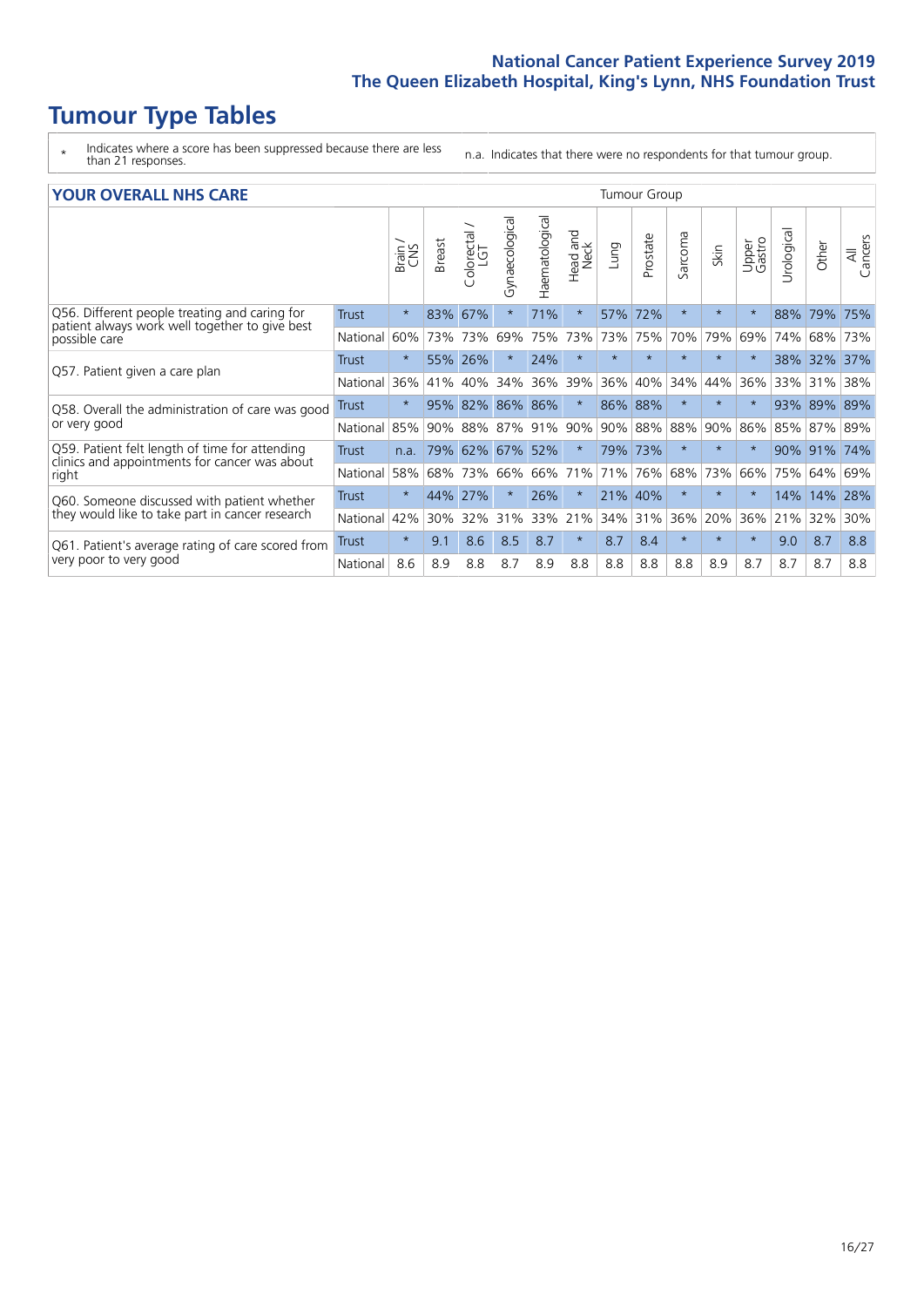# Tumour Type Tables

\* Indicates where a score has been suppressed because there are less than 21 responses.

n.a. Indicates that there were no respondents for that tumour group.

## YOUR OVERALL NHS CARE

| | | Brain / CNS | Breast | Colorectal / LGT | Gynaecological | Haematological | Head and Neck | Lung | Prostate | Sarcoma | Skin | Upper Gastro | Urological | Other | All Cancers |
|---|---|---|---|---|---|---|---|---|---|---|---|---|---|---|---|
| Q56. Different people treating and caring for patient always work well together to give best possible care | Trust | * | 83% | 67% | * | 71% | * | 57% | 72% | * | * | * | 88% | 79% | 75% |
| | National | 60% | 73% | 73% | 69% | 75% | 73% | 73% | 75% | 70% | 79% | 69% | 74% | 68% | 73% |
| Q57. Patient given a care plan | Trust | * | 55% | 26% | * | 24% | * | * | * | * | * | * | 38% | 32% | 37% |
| | National | 36% | 41% | 40% | 34% | 36% | 39% | 36% | 40% | 34% | 44% | 36% | 33% | 31% | 38% |
| Q58. Overall the administration of care was good or very good | Trust | * | 95% | 82% | 86% | 86% | * | 86% | 88% | * | * | * | 93% | 89% | 89% |
| | National | 85% | 90% | 88% | 87% | 91% | 90% | 90% | 88% | 88% | 90% | 86% | 85% | 87% | 89% |
| Q59. Patient felt length of time for attending clinics and appointments for cancer was about right | Trust | n.a. | 79% | 62% | 67% | 52% | * | 79% | 73% | * | * | * | 90% | 91% | 74% |
| | National | 58% | 68% | 73% | 66% | 66% | 71% | 71% | 76% | 68% | 73% | 66% | 75% | 64% | 69% |
| Q60. Someone discussed with patient whether they would like to take part in cancer research | Trust | * | 44% | 27% | * | 26% | * | 21% | 40% | * | * | * | 14% | 14% | 28% |
| | National | 42% | 30% | 32% | 31% | 33% | 21% | 34% | 31% | 36% | 20% | 36% | 21% | 32% | 30% |
| Q61. Patient's average rating of care scored from very poor to very good | Trust | * | 9.1 | 8.6 | 8.5 | 8.7 | * | 8.7 | 8.4 | * | * | * | 9.0 | 8.7 | 8.8 |
| | National | 8.6 | 8.9 | 8.8 | 8.7 | 8.9 | 8.8 | 8.8 | 8.8 | 8.8 | 8.9 | 8.7 | 8.7 | 8.7 | 8.8 |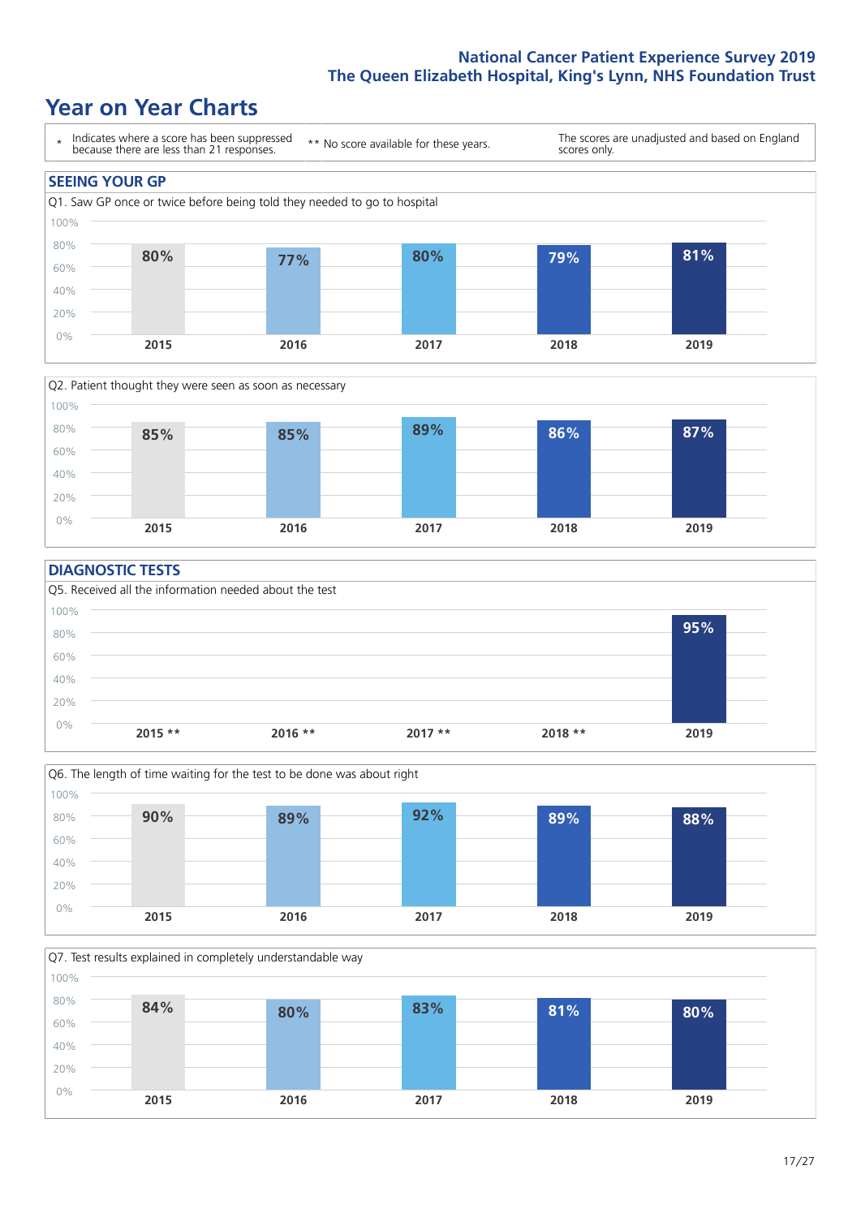## Year on Year Charts

| * Indicates where a score has been suppressed because there are less than 21 responses. | ** No score available for these years. | The scores are unadjusted and based on England scores only. |
|---|---|---|

### SEEING YOUR GP

Q1. Saw GP once or twice before being told they needed to go to hospital

| 2015 | 2016 | 2017 | 2018 | 2019 |
|---|---|---|---|---|
| 80% | 77% | 80% | 79% | 81% |

Q2. Patient thought they were seen as soon as necessary

| 2015 | 2016 | 2017 | 2018 | 2019 |
|---|---|---|---|---|
| 85% | 85% | 89% | 86% | 87% |

### DIAGNOSTIC TESTS

Q5. Received all the information needed about the test

| 2015 ** | 2016 ** | 2017 ** | 2018 ** | 2019 |
|---|---|---|---|---|
| | | | | 95% |

Q6. The length of time waiting for the test to be done was about right

| 2015 | 2016 | 2017 | 2018 | 2019 |
|---|---|---|---|---|
| 90% | 89% | 92% | 89% | 88% |

Q7. Test results explained in completely understandable way

| 2015 | 2016 | 2017 | 2018 | 2019 |
|---|---|---|---|---|
| 84% | 80% | 83% | 81% | 80% |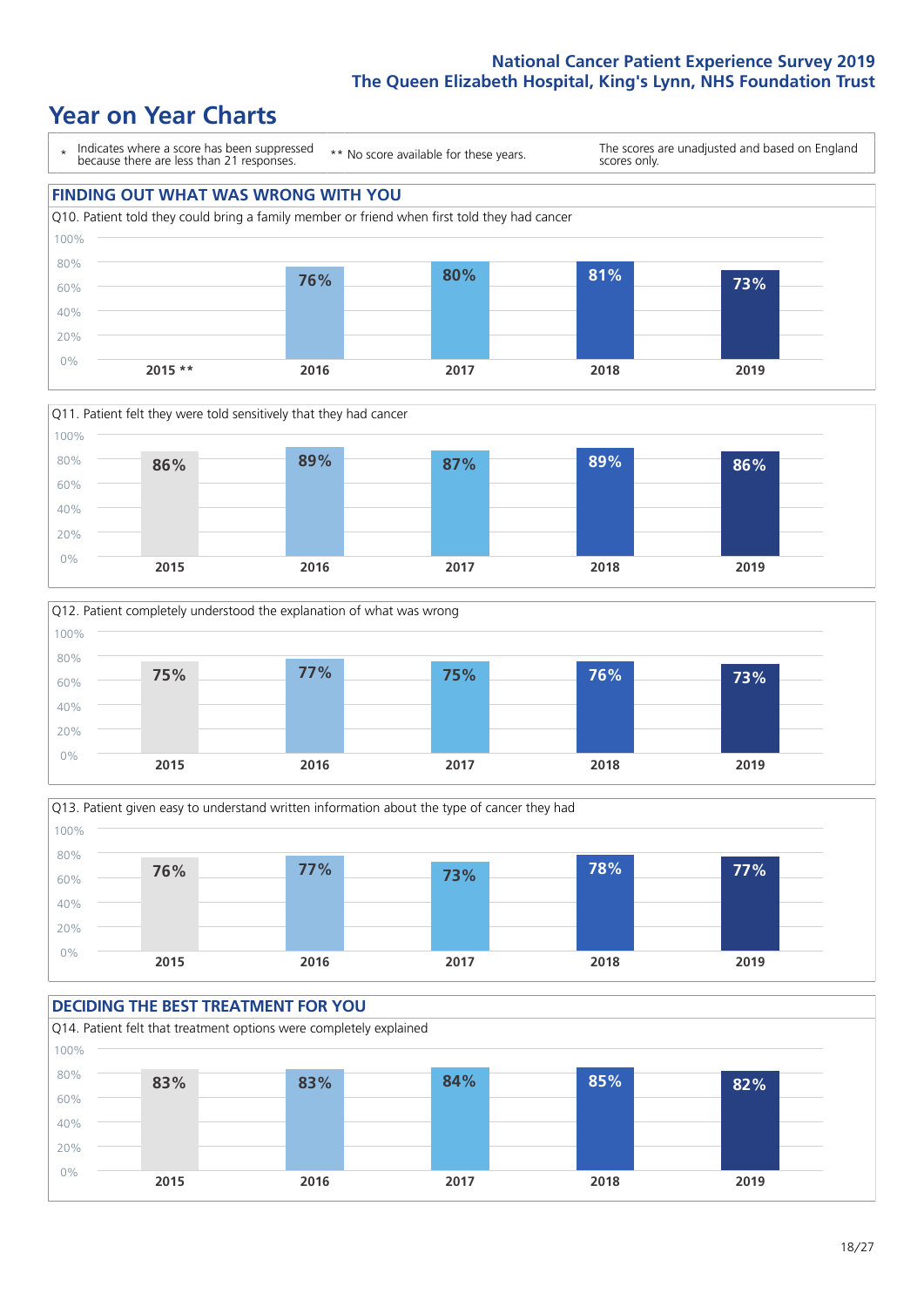# National Cancer Patient Experience Survey 2019
# The Queen Elizabeth Hospital, King's Lynn, NHS Foundation Trust

## Year on Year Charts

\* Indicates where a score has been suppressed because there are less than 21 responses. ** No score available for these years. The scores are unadjusted and based on England scores only.

### FINDING OUT WHAT WAS WRONG WITH YOU

Q10. Patient told they could bring a family member or friend when first told they had cancer

| 2015 ** | 2016 | 2017 | 2018 | 2019 |
|---|---|---|---|---|
| | 76% | 80% | 81% | 73% |

Q11. Patient felt they were told sensitively that they had cancer

| 2015 | 2016 | 2017 | 2018 | 2019 |
|---|---|---|---|---|
| 86% | 89% | 87% | 89% | 86% |

Q12. Patient completely understood the explanation of what was wrong

| 2015 | 2016 | 2017 | 2018 | 2019 |
|---|---|---|---|---|
| 75% | 77% | 75% | 76% | 73% |

Q13. Patient given easy to understand written information about the type of cancer they had

| 2015 | 2016 | 2017 | 2018 | 2019 |
|---|---|---|---|---|
| 76% | 77% | 73% | 78% | 77% |

### DECIDING THE BEST TREATMENT FOR YOU

Q14. Patient felt that treatment options were completely explained

| 2015 | 2016 | 2017 | 2018 | 2019 |
|---|---|---|---|---|
| 83% | 83% | 84% | 85% | 82% |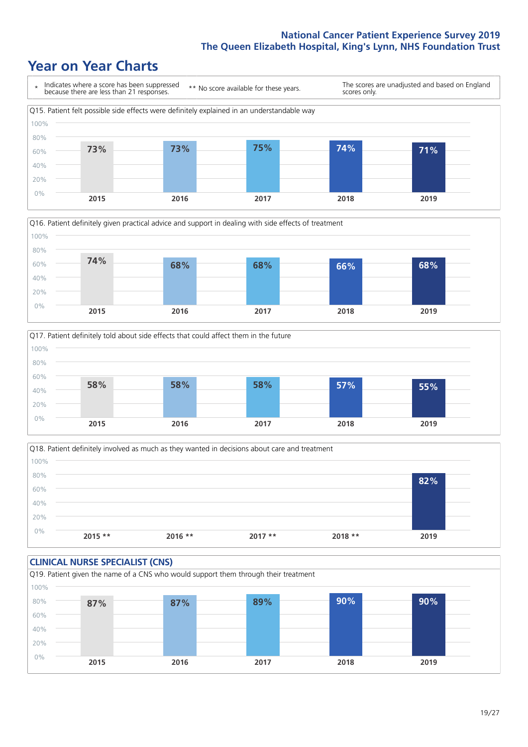# Year on Year Charts

\* Indicates where a score has been suppressed because there are less than 21 responses.

** No score available for these years.

The scores are unadjusted and based on England scores only.

Q15. Patient felt possible side effects were definitely explained in an understandable way

| 2015 | 2016 | 2017 | 2018 | 2019 |
|---|---|---|---|---|
| 73% | 73% | 75% | 74% | 71% |

Q16. Patient definitely given practical advice and support in dealing with side effects of treatment

| 2015 | 2016 | 2017 | 2018 | 2019 |
|---|---|---|---|---|
| 74% | 68% | 68% | 66% | 68% |

Q17. Patient definitely told about side effects that could affect them in the future

| 2015 | 2016 | 2017 | 2018 | 2019 |
|---|---|---|---|---|
| 58% | 58% | 58% | 57% | 55% |

Q18. Patient definitely involved as much as they wanted in decisions about care and treatment

| 2015 ** | 2016 ** | 2017 ** | 2018 ** | 2019 |
|---|---|---|---|---|
| | | | | 82% |

## CLINICAL NURSE SPECIALIST (CNS)

Q19. Patient given the name of a CNS who would support them through their treatment

| 2015 | 2016 | 2017 | 2018 | 2019 |
|---|---|---|---|---|
| 87% | 87% | 89% | 90% | 90% |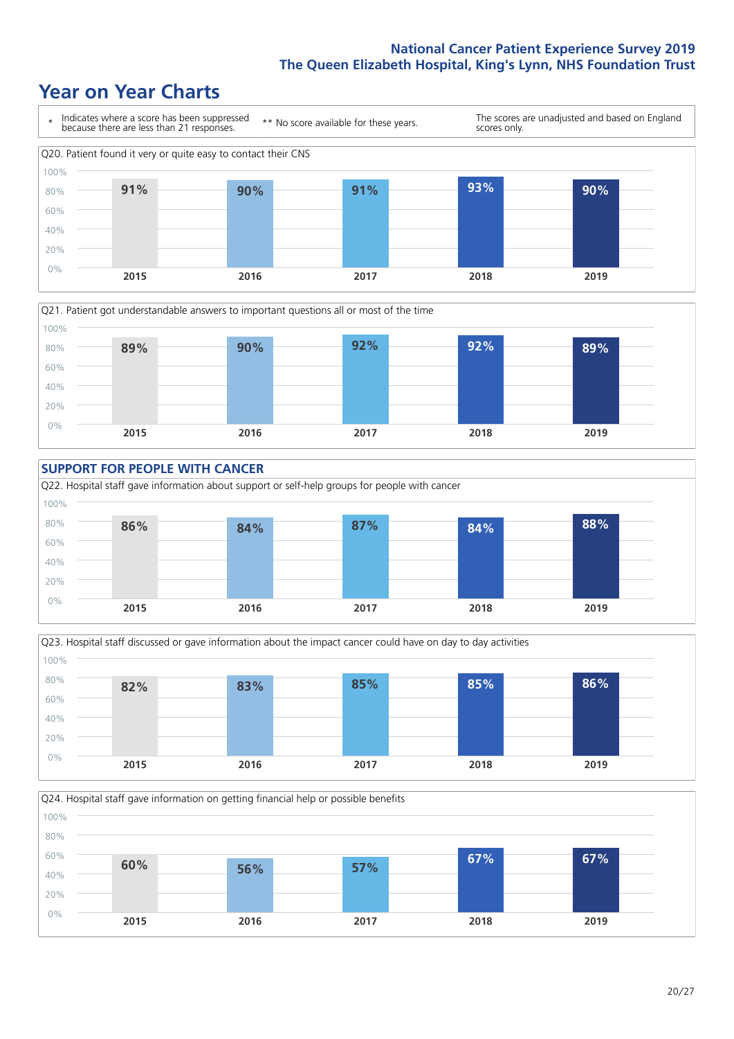# Year on Year Charts

\* Indicates where a score has been suppressed because there are less than 21 responses. ** No score available for these years. The scores are unadjusted and based on England scores only.

Q20. Patient found it very or quite easy to contact their CNS

| 2015 | 2016 | 2017 | 2018 | 2019 |
|---|---|---|---|---|
| 91% | 90% | 91% | 93% | 90% |

Q21. Patient got understandable answers to important questions all or most of the time

| 2015 | 2016 | 2017 | 2018 | 2019 |
|---|---|---|---|---|
| 89% | 90% | 92% | 92% | 89% |

## SUPPORT FOR PEOPLE WITH CANCER

Q22. Hospital staff gave information about support or self-help groups for people with cancer

| 2015 | 2016 | 2017 | 2018 | 2019 |
|---|---|---|---|---|
| 86% | 84% | 87% | 84% | 88% |

Q23. Hospital staff discussed or gave information about the impact cancer could have on day to day activities

| 2015 | 2016 | 2017 | 2018 | 2019 |
|---|---|---|---|---|
| 82% | 83% | 85% | 85% | 86% |

Q24. Hospital staff gave information on getting financial help or possible benefits

| 2015 | 2016 | 2017 | 2018 | 2019 |
|---|---|---|---|---|
| 60% | 56% | 57% | 67% | 67% |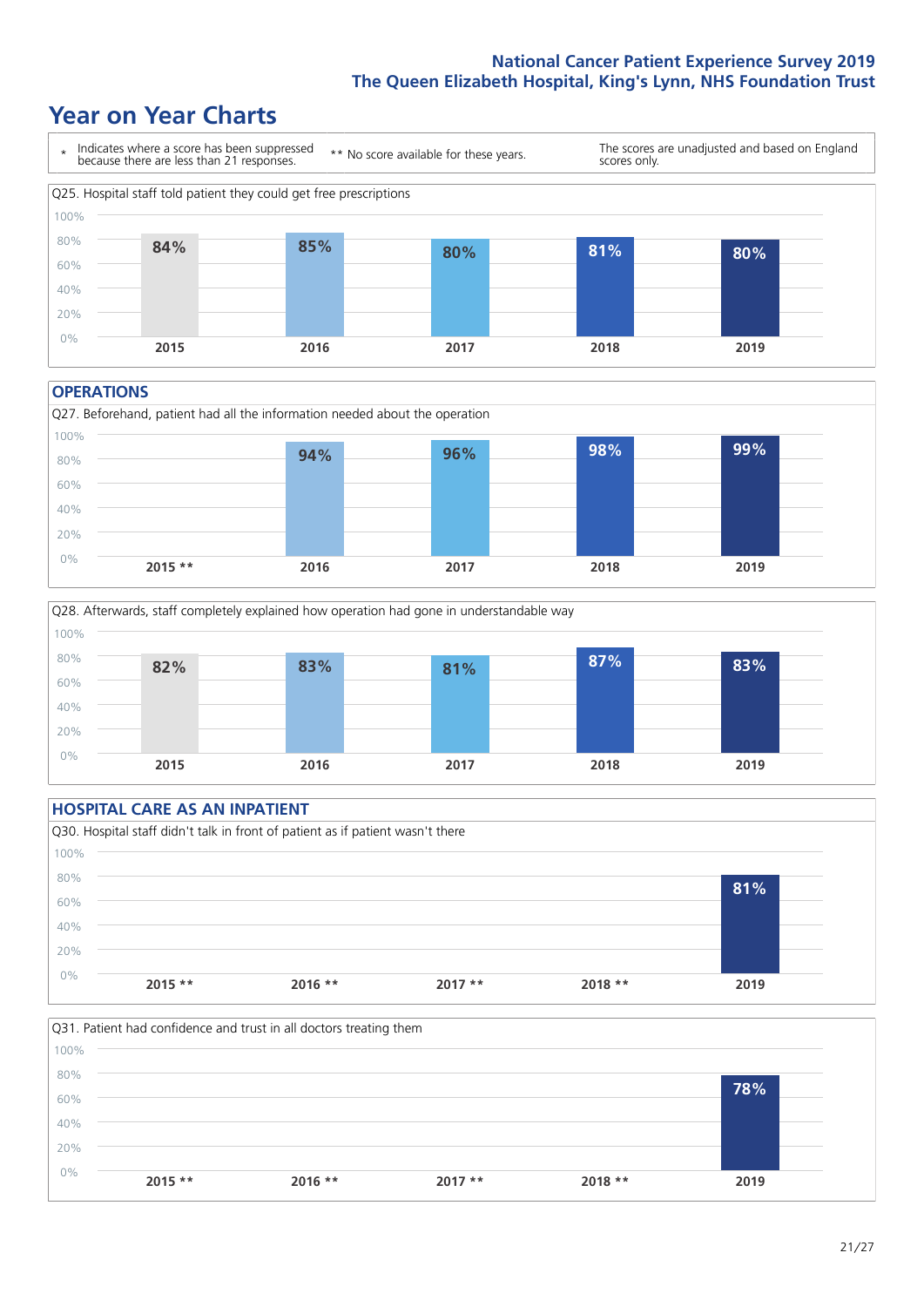# Year on Year Charts

\* Indicates where a score has been suppressed because there are less than 21 responses.

** No score available for these years.

The scores are unadjusted and based on England scores only.

Q25. Hospital staff told patient they could get free prescriptions

| 2015 | 2016 | 2017 | 2018 | 2019 |
|---|---|---|---|---|
| 84% | 85% | 80% | 81% | 80% |

## OPERATIONS

Q27. Beforehand, patient had all the information needed about the operation

| 2015 ** | 2016 | 2017 | 2018 | 2019 |
|---|---|---|---|---|
| | 94% | 96% | 98% | 99% |

Q28. Afterwards, staff completely explained how operation had gone in understandable way

| 2015 | 2016 | 2017 | 2018 | 2019 |
|---|---|---|---|---|
| 82% | 83% | 81% | 87% | 83% |

## HOSPITAL CARE AS AN INPATIENT

Q30. Hospital staff didn't talk in front of patient as if patient wasn't there

| 2015 ** | 2016 ** | 2017 ** | 2018 ** | 2019 |
|---|---|---|---|---|
| | | | | 81% |

Q31. Patient had confidence and trust in all doctors treating them

| 2015 ** | 2016 ** | 2017 ** | 2018 ** | 2019 |
|---|---|---|---|---|
| | | | | 78% |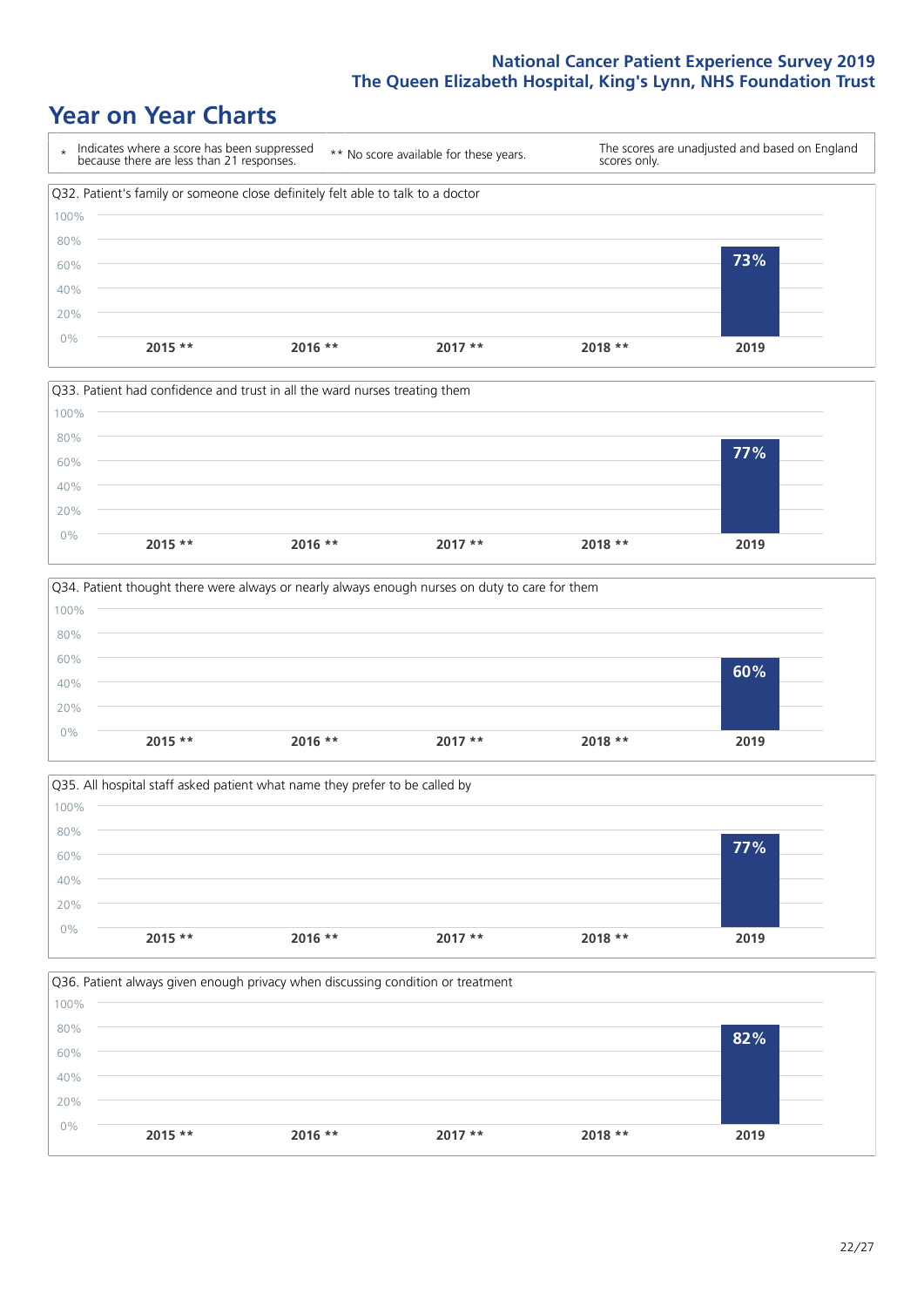# Year on Year Charts

| * Indicates where a score has been suppressed because there are less than 21 responses. | ** No score available for these years. | The scores are unadjusted and based on England scores only. |
|---|---|---|

Q32. Patient's family or someone close definitely felt able to talk to a doctor

| 2015 ** | 2016 ** | 2017 ** | 2018 ** | 2019 |
|---|---|---|---|---|
| | | | | 73% |

Q33. Patient had confidence and trust in all the ward nurses treating them

| 2015 ** | 2016 ** | 2017 ** | 2018 ** | 2019 |
|---|---|---|---|---|
| | | | | 77% |

Q34. Patient thought there were always or nearly always enough nurses on duty to care for them

| 2015 ** | 2016 ** | 2017 ** | 2018 ** | 2019 |
|---|---|---|---|---|
| | | | | 60% |

Q35. All hospital staff asked patient what name they prefer to be called by

| 2015 ** | 2016 ** | 2017 ** | 2018 ** | 2019 |
|---|---|---|---|---|
| | | | | 77% |

Q36. Patient always given enough privacy when discussing condition or treatment

| 2015 ** | 2016 ** | 2017 ** | 2018 ** | 2019 |
|---|---|---|---|---|
| | | | | 82% |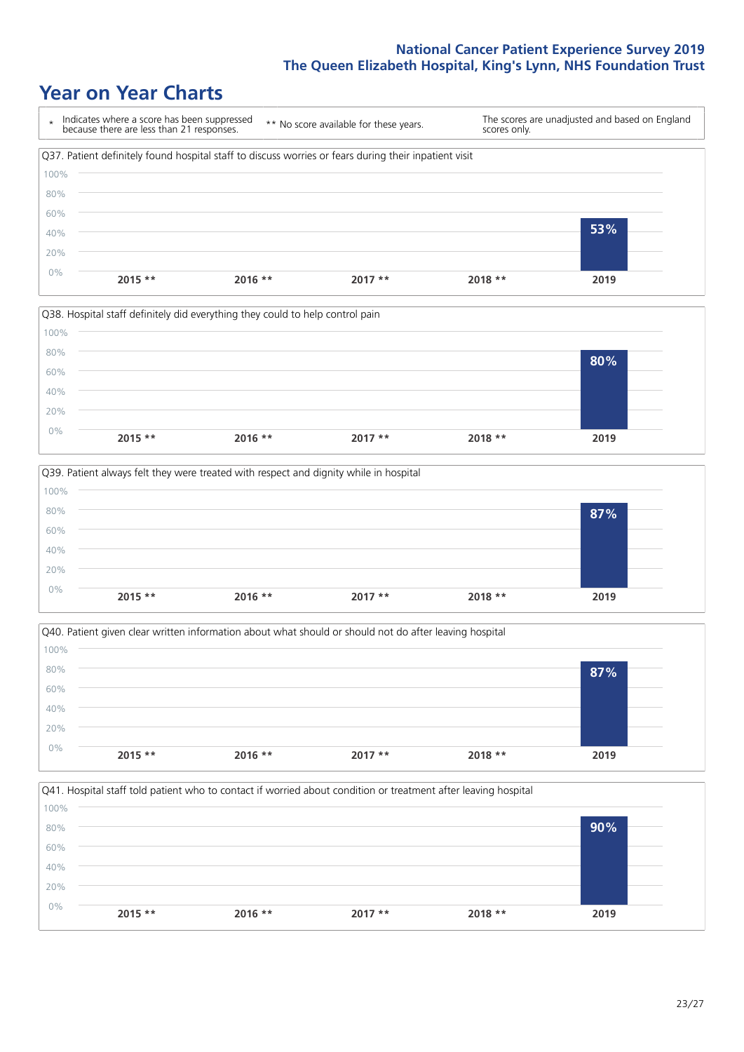# Year on Year Charts

| * Indicates where a score has been suppressed because there are less than 21 responses. | ** No score available for these years. | The scores are unadjusted and based on England scores only. |
|---|---|---|

Q37. Patient definitely found hospital staff to discuss worries or fears during their inpatient visit

| 2015 ** | 2016 ** | 2017 ** | 2018 ** | 2019 |
|---|---|---|---|---|
| | | | | 53% |

Q38. Hospital staff definitely did everything they could to help control pain

| 2015 ** | 2016 ** | 2017 ** | 2018 ** | 2019 |
|---|---|---|---|---|
| | | | | 80% |

Q39. Patient always felt they were treated with respect and dignity while in hospital

| 2015 ** | 2016 ** | 2017 ** | 2018 ** | 2019 |
|---|---|---|---|---|
| | | | | 87% |

Q40. Patient given clear written information about what should or should not do after leaving hospital

| 2015 ** | 2016 ** | 2017 ** | 2018 ** | 2019 |
|---|---|---|---|---|
| | | | | 87% |

Q41. Hospital staff told patient who to contact if worried about condition or treatment after leaving hospital

| 2015 ** | 2016 ** | 2017 ** | 2018 ** | 2019 |
|---|---|---|---|---|
| | | | | 90% |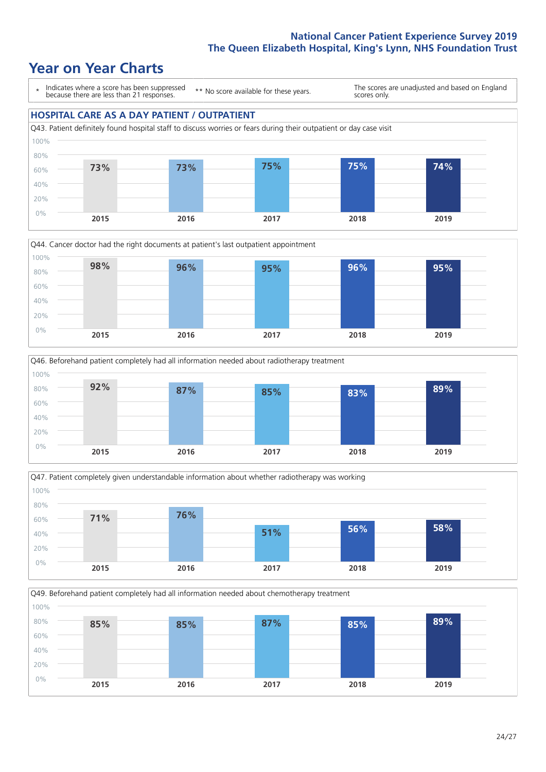# Year on Year Charts

| * Indicates where a score has been suppressed because there are less than 21 responses. | ** No score available for these years. | The scores are unadjusted and based on England scores only. |
|---|---|---|

## HOSPITAL CARE AS A DAY PATIENT / OUTPATIENT

Q43. Patient definitely found hospital staff to discuss worries or fears during their outpatient or day case visit

| 2015 | 2016 | 2017 | 2018 | 2019 |
|---|---|---|---|---|
| 73% | 73% | 75% | 75% | 74% |

Q44. Cancer doctor had the right documents at patient's last outpatient appointment

| 2015 | 2016 | 2017 | 2018 | 2019 |
|---|---|---|---|---|
| 98% | 96% | 95% | 96% | 95% |

Q46. Beforehand patient completely had all information needed about radiotherapy treatment

| 2015 | 2016 | 2017 | 2018 | 2019 |
|---|---|---|---|---|
| 92% | 87% | 85% | 83% | 89% |

Q47. Patient completely given understandable information about whether radiotherapy was working

| 2015 | 2016 | 2017 | 2018 | 2019 |
|---|---|---|---|---|
| 71% | 76% | 51% | 56% | 58% |

Q49. Beforehand patient completely had all information needed about chemotherapy treatment

| 2015 | 2016 | 2017 | 2018 | 2019 |
|---|---|---|---|---|
| 85% | 85% | 87% | 85% | 89% |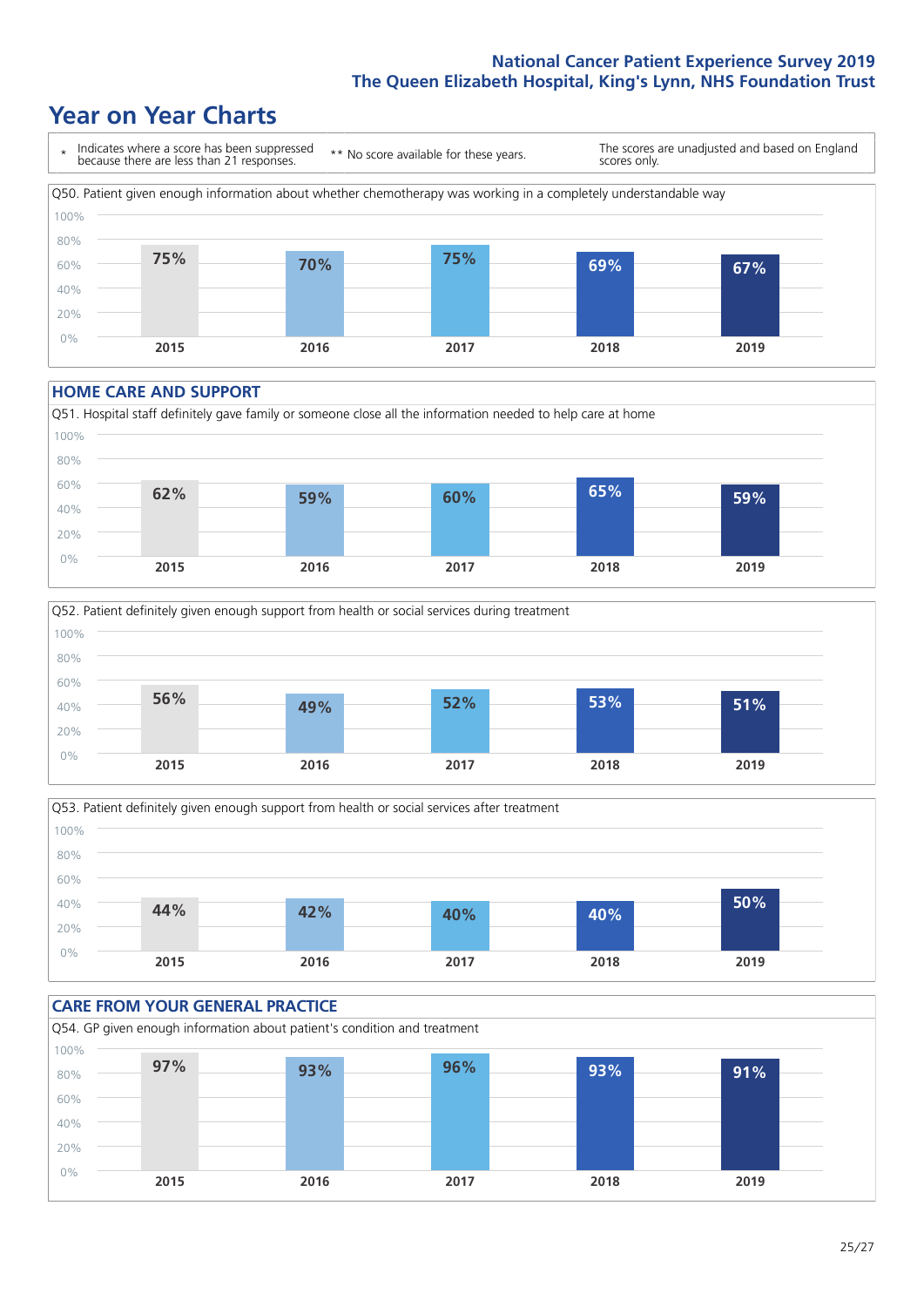# Year on Year Charts

\* Indicates where a score has been suppressed because there are less than 21 responses.

** No score available for these years.

The scores are unadjusted and based on England scores only.

Q50. Patient given enough information about whether chemotherapy was working in a completely understandable way

| 2015 | 2016 | 2017 | 2018 | 2019 |
|---|---|---|---|---|
| 75% | 70% | 75% | 69% | 67% |

## HOME CARE AND SUPPORT

Q51. Hospital staff definitely gave family or someone close all the information needed to help care at home

| 2015 | 2016 | 2017 | 2018 | 2019 |
|---|---|---|---|---|
| 62% | 59% | 60% | 65% | 59% |

Q52. Patient definitely given enough support from health or social services during treatment

| 2015 | 2016 | 2017 | 2018 | 2019 |
|---|---|---|---|---|
| 56% | 49% | 52% | 53% | 51% |

Q53. Patient definitely given enough support from health or social services after treatment

| 2015 | 2016 | 2017 | 2018 | 2019 |
|---|---|---|---|---|
| 44% | 42% | 40% | 40% | 50% |

## CARE FROM YOUR GENERAL PRACTICE

Q54. GP given enough information about patient's condition and treatment

| 2015 | 2016 | 2017 | 2018 | 2019 |
|---|---|---|---|---|
| 97% | 93% | 96% | 93% | 91% |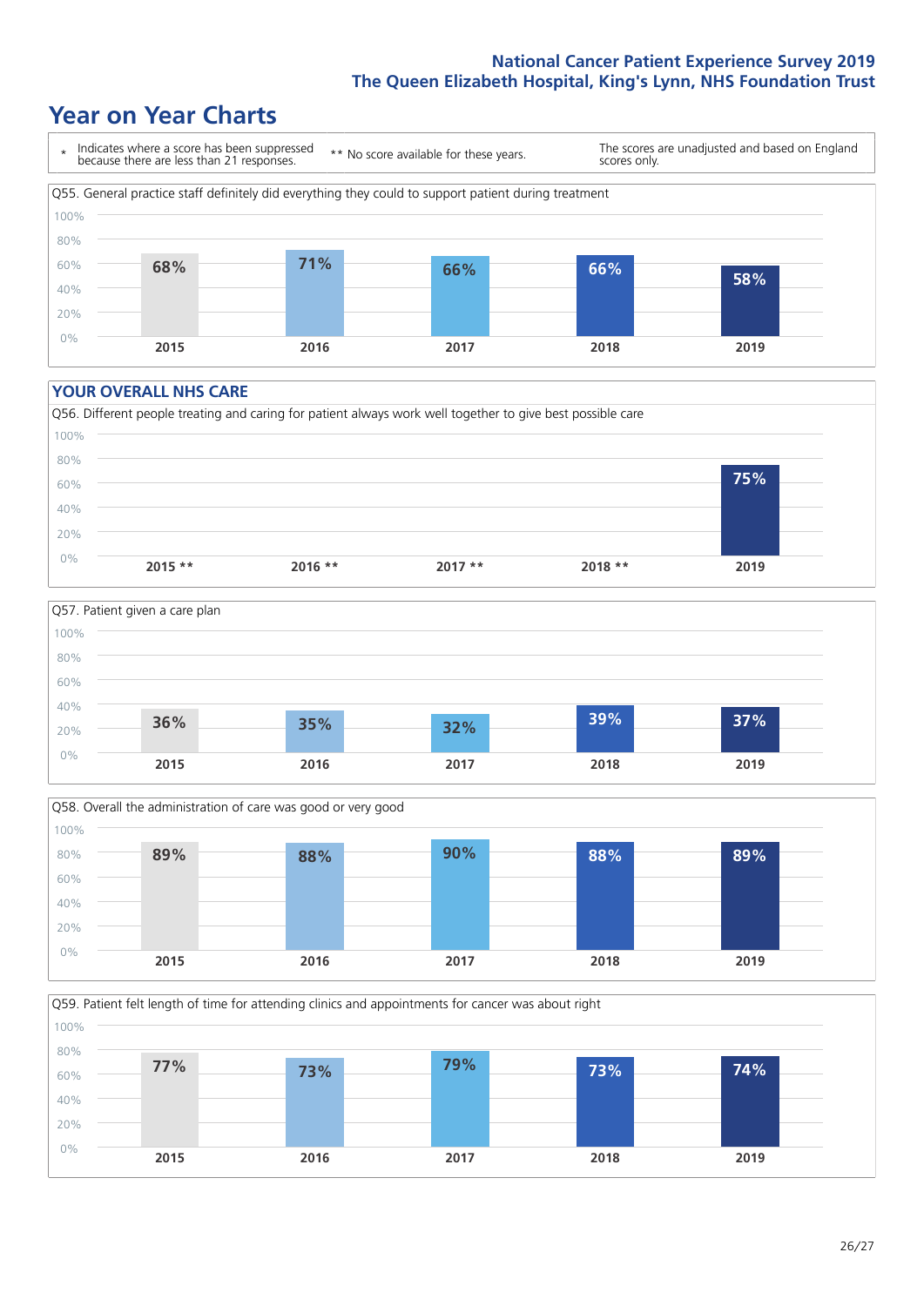## Year on Year Charts

| * Indicates where a score has been suppressed because there are less than 21 responses. | ** No score available for these years. | The scores are unadjusted and based on England scores only. |
|---|---|---|

Q55. General practice staff definitely did everything they could to support patient during treatment

| 2015 | 2016 | 2017 | 2018 | 2019 |
|---|---|---|---|---|
| 68% | 71% | 66% | 66% | 58% |

### YOUR OVERALL NHS CARE

Q56. Different people treating and caring for patient always work well together to give best possible care

| 2015 ** | 2016 ** | 2017 ** | 2018 ** | 2019 |
|---|---|---|---|---|
| | | | | 75% |

Q57. Patient given a care plan

| 2015 | 2016 | 2017 | 2018 | 2019 |
|---|---|---|---|---|
| 36% | 35% | 32% | 39% | 37% |

Q58. Overall the administration of care was good or very good

| 2015 | 2016 | 2017 | 2018 | 2019 |
|---|---|---|---|---|
| 89% | 88% | 90% | 88% | 89% |

Q59. Patient felt length of time for attending clinics and appointments for cancer was about right

| 2015 | 2016 | 2017 | 2018 | 2019 |
|---|---|---|---|---|
| 77% | 73% | 79% | 73% | 74% |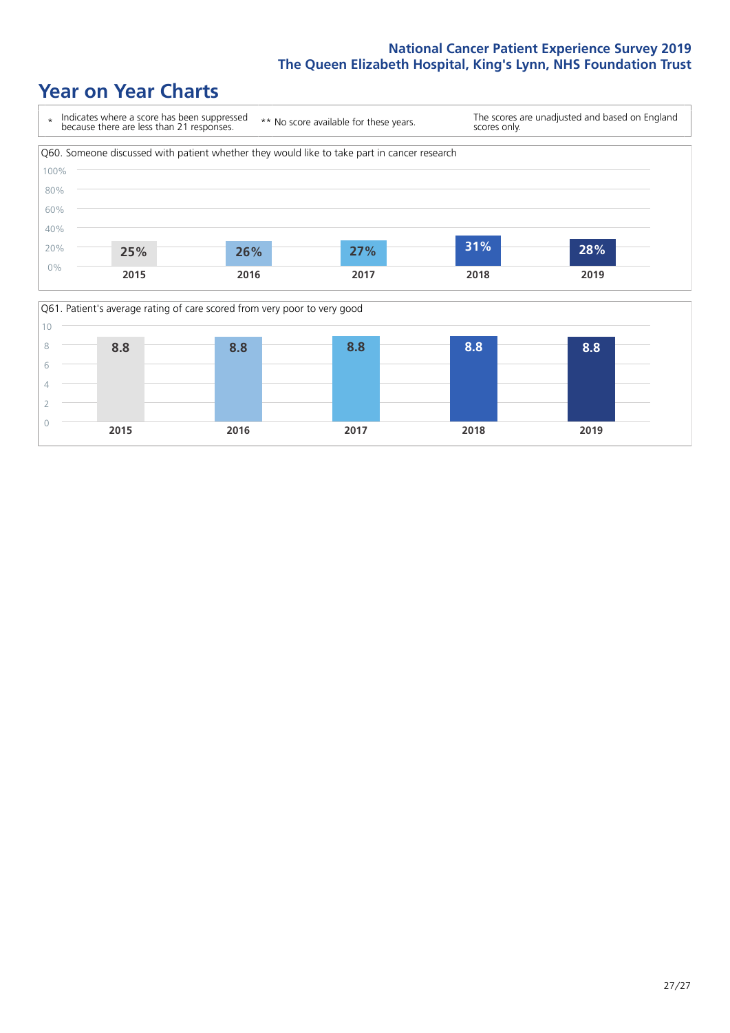# Year on Year Charts

\* Indicates where a score has been suppressed because there are less than 21 responses.

\*\* No score available for these years.

The scores are unadjusted and based on England scores only.

Q60. Someone discussed with patient whether they would like to take part in cancer research

100%
80%
60%
40%
20%
0%

25% 26% 27% 31% 28%

2015 2016 2017 2018 2019

Q61. Patient's average rating of care scored from very poor to very good

10
8
6
4
2
0

8.8 8.8 8.8 8.8 8.8

2015 2016 2017 2018 2019